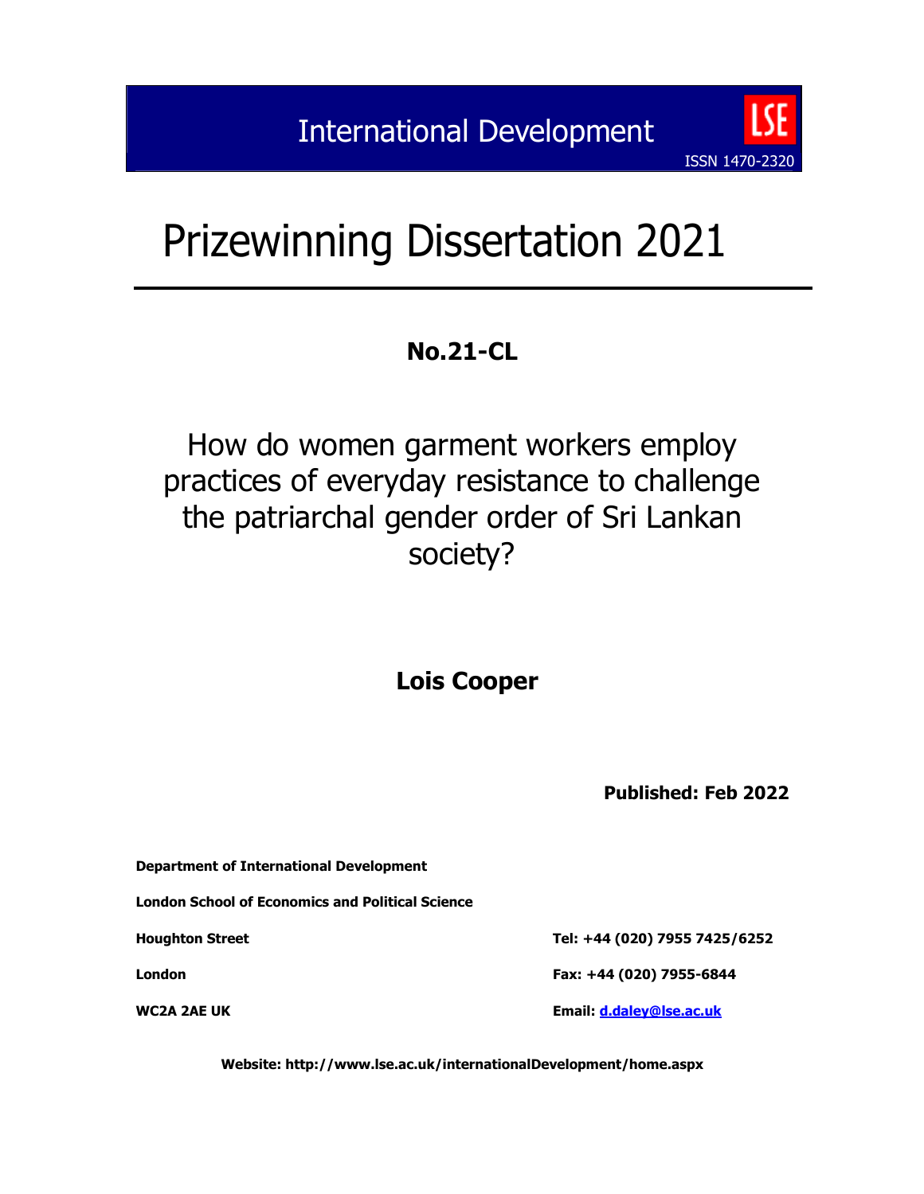International Development

ISSN 1470-2320

# Prizewinning Dissertation 2021

## No.21-CL

# How do women garment workers employ practices of everyday resistance to challenge the patriarchal gender order of Sri Lankan society?

**Lois Cooper**

**Published: Feb 2022**

**Department of International Development**

**London School of Economics and Political Science**

**Houghton Street**

**London**

**WC2A 2AE UK**

**Tel: +44 (020) 7955 7425/6252**

**Fax: +44 (020) 7955-6844**

**Email: d.daley@lse.ac.uk**

**Website: http://www.lse.ac.uk/internationalDevelopment/home.aspx**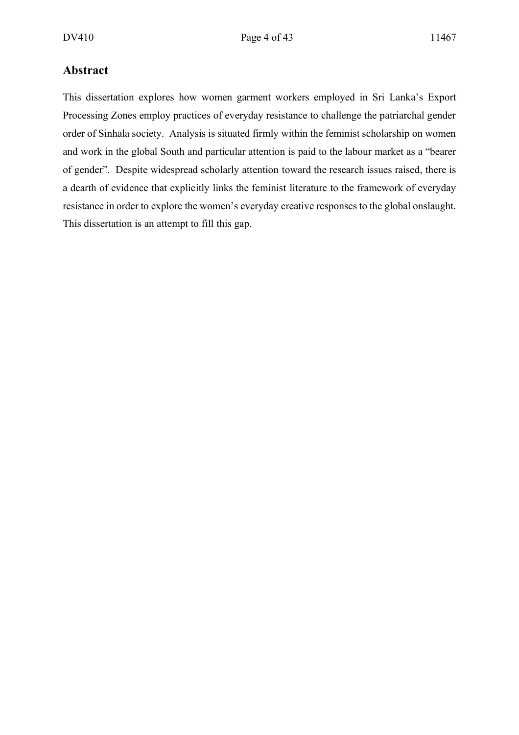## Abstract

This dissertation explores how women garment workers employed in Sri Lanka's Export Processing Zones employ practices of everyday resistance to challenge the patriarchal gender order of Sinhala society. Analysis is situated firmly within the feminist scholarship on women and work in the global South and particular attention is paid to the labour market as a "bearer of gender". Despite widespread scholarly attention toward the research issues raised, there is a dearth of evidence that explicitly links the feminist literature to the framework of everyday resistance in order to explore the women's everyday creative responses to the global onslaught. This dissertation is an attempt to fill this gap.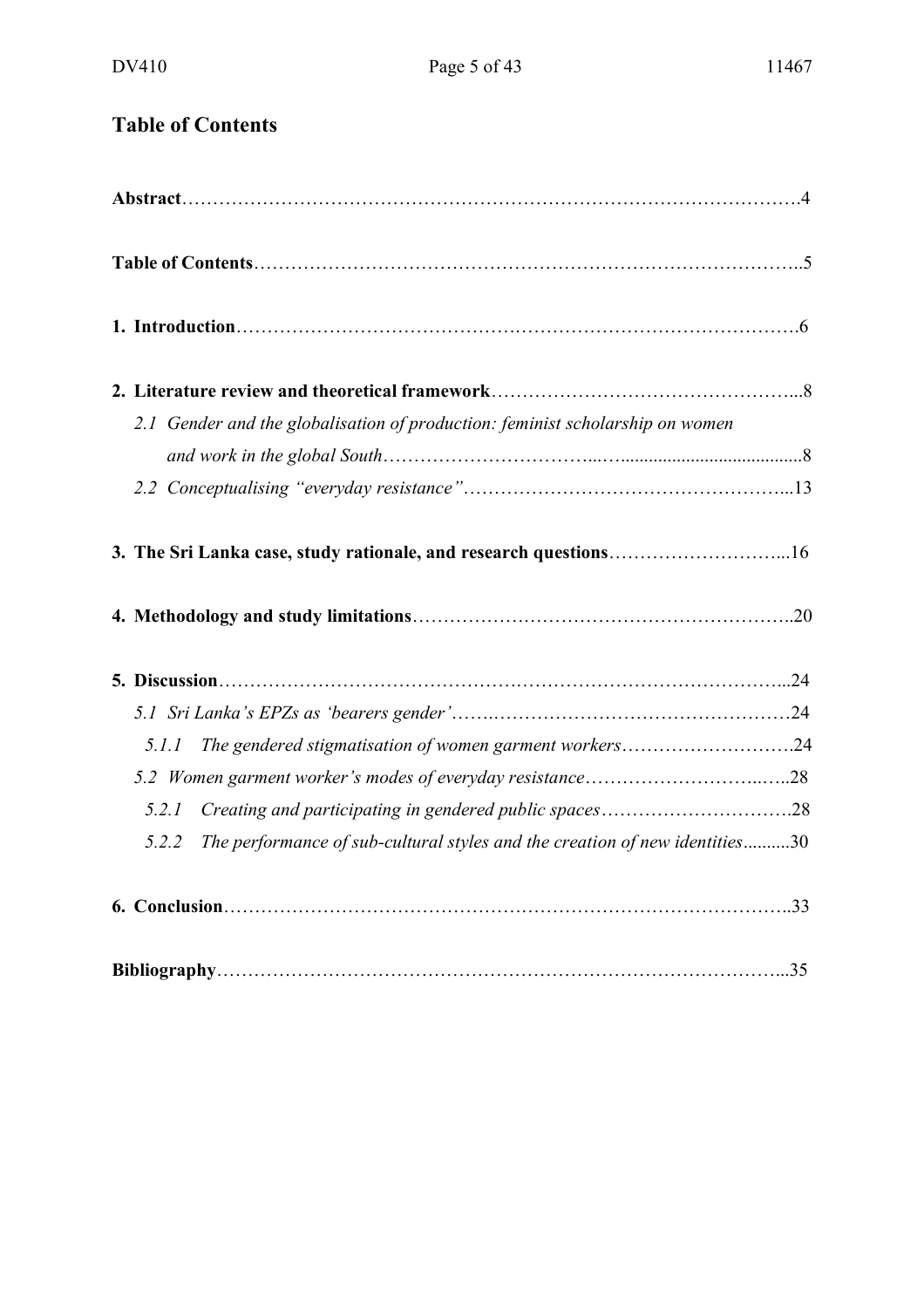## Table of Contents

**Abstract**……………………………………………………………………………………….4

**Table of Contents**…………………………………………………………………………..5

**1. Introduction**……………………………………………………………………………….6

**2. Literature review and theoretical framework**…………………………………………...8

*2.1 Gender and the globalisation of production: feminist scholarship on women and work in the global South*……………………………...…......................................8

*2.2 Conceptualising "everyday resistance"*……………………………………………...13

**3. The Sri Lanka case, study rationale, and research questions**………………………...16

**4. Methodology and study limitations**…………………………………………………..20

**5. Discussion**………………………………………………………………………………...24

*5.1 Sri Lanka's EPZs as 'bearers gender'*…….…………………………………………24

*5.1.1 The gendered stigmatisation of women garment workers*……………………….24

*5.2 Women garment worker's modes of everyday resistance*…………………………..…..28

*5.2.1 Creating and participating in gendered public spaces*………………………….28

*5.2.2 The performance of sub-cultural styles and the creation of new identities*..........30

**6. Conclusion**………………………………………………………………………………..33

**Bibliography**………………………………………………………………………………...35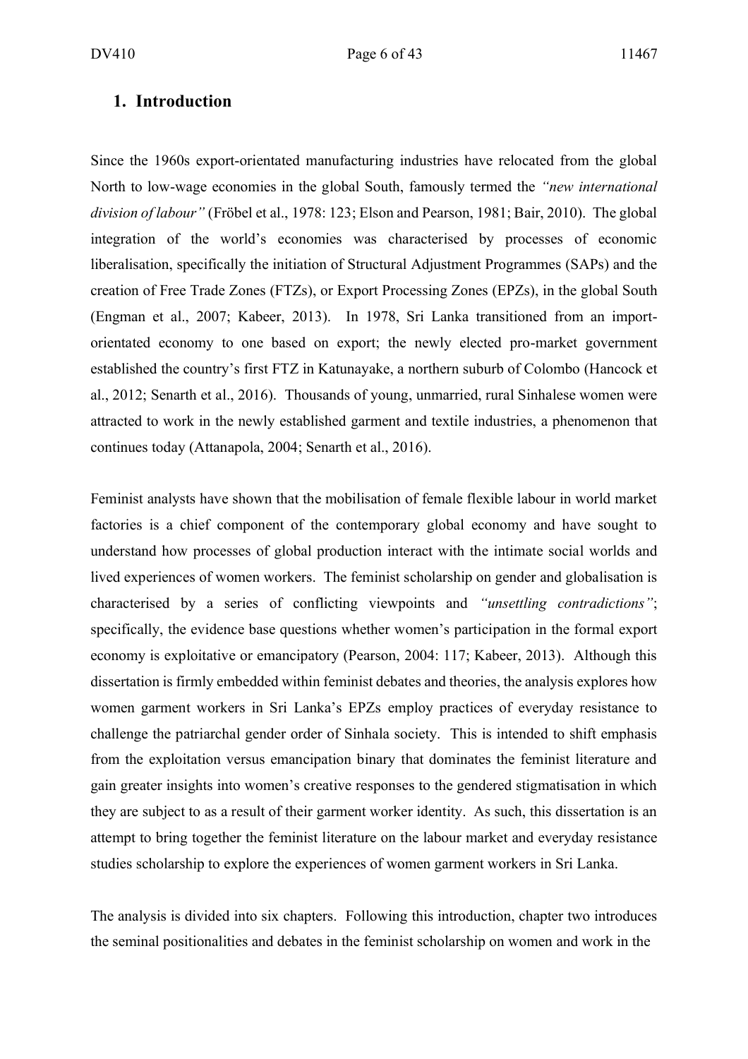## 1. Introduction

Since the 1960s export-orientated manufacturing industries have relocated from the global North to low-wage economies in the global South, famously termed the *"new international division of labour"* (Fröbel et al., 1978: 123; Elson and Pearson, 1981; Bair, 2010). The global integration of the world's economies was characterised by processes of economic liberalisation, specifically the initiation of Structural Adjustment Programmes (SAPs) and the creation of Free Trade Zones (FTZs), or Export Processing Zones (EPZs), in the global South (Engman et al., 2007; Kabeer, 2013). In 1978, Sri Lanka transitioned from an import-orientated economy to one based on export; the newly elected pro-market government established the country's first FTZ in Katunayake, a northern suburb of Colombo (Hancock et al., 2012; Senarth et al., 2016). Thousands of young, unmarried, rural Sinhalese women were attracted to work in the newly established garment and textile industries, a phenomenon that continues today (Attanapola, 2004; Senarth et al., 2016).

Feminist analysts have shown that the mobilisation of female flexible labour in world market factories is a chief component of the contemporary global economy and have sought to understand how processes of global production interact with the intimate social worlds and lived experiences of women workers. The feminist scholarship on gender and globalisation is characterised by a series of conflicting viewpoints and *"unsettling contradictions"*; specifically, the evidence base questions whether women's participation in the formal export economy is exploitative or emancipatory (Pearson, 2004: 117; Kabeer, 2013). Although this dissertation is firmly embedded within feminist debates and theories, the analysis explores how women garment workers in Sri Lanka's EPZs employ practices of everyday resistance to challenge the patriarchal gender order of Sinhala society. This is intended to shift emphasis from the exploitation versus emancipation binary that dominates the feminist literature and gain greater insights into women's creative responses to the gendered stigmatisation in which they are subject to as a result of their garment worker identity. As such, this dissertation is an attempt to bring together the feminist literature on the labour market and everyday resistance studies scholarship to explore the experiences of women garment workers in Sri Lanka.

The analysis is divided into six chapters. Following this introduction, chapter two introduces the seminal positionalities and debates in the feminist scholarship on women and work in the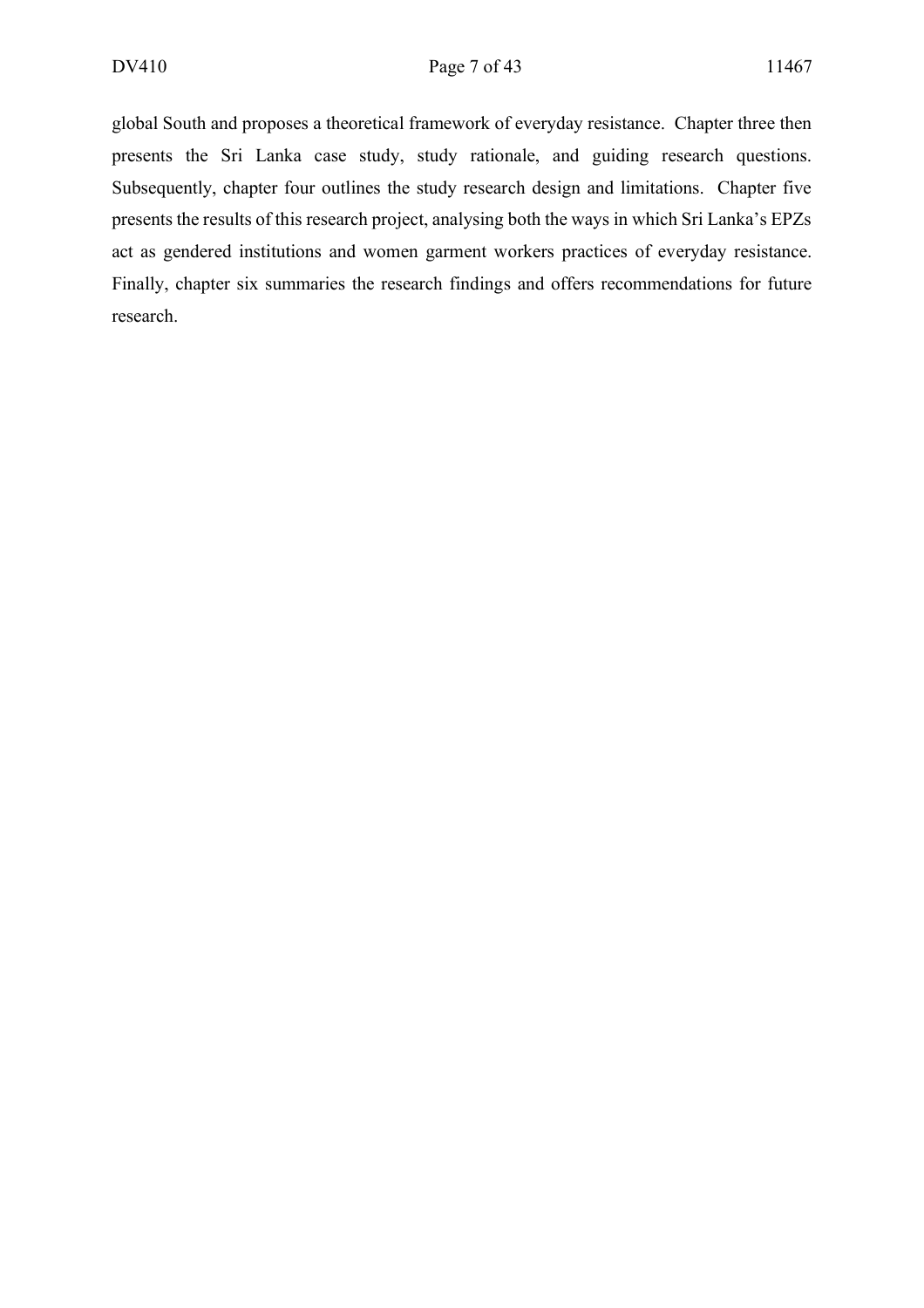global South and proposes a theoretical framework of everyday resistance. Chapter three then presents the Sri Lanka case study, study rationale, and guiding research questions. Subsequently, chapter four outlines the study research design and limitations. Chapter five presents the results of this research project, analysing both the ways in which Sri Lanka's EPZs act as gendered institutions and women garment workers practices of everyday resistance. Finally, chapter six summaries the research findings and offers recommendations for future research.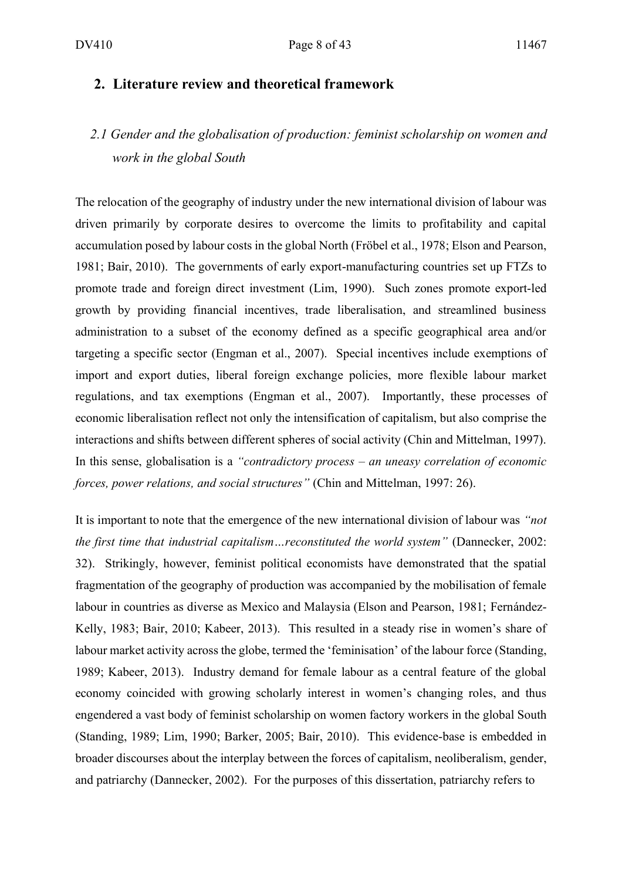## 2. Literature review and theoretical framework

### *2.1 Gender and the globalisation of production: feminist scholarship on women and work in the global South*

The relocation of the geography of industry under the new international division of labour was driven primarily by corporate desires to overcome the limits to profitability and capital accumulation posed by labour costs in the global North (Fröbel et al., 1978; Elson and Pearson, 1981; Bair, 2010). The governments of early export-manufacturing countries set up FTZs to promote trade and foreign direct investment (Lim, 1990). Such zones promote export-led growth by providing financial incentives, trade liberalisation, and streamlined business administration to a subset of the economy defined as a specific geographical area and/or targeting a specific sector (Engman et al., 2007). Special incentives include exemptions of import and export duties, liberal foreign exchange policies, more flexible labour market regulations, and tax exemptions (Engman et al., 2007). Importantly, these processes of economic liberalisation reflect not only the intensification of capitalism, but also comprise the interactions and shifts between different spheres of social activity (Chin and Mittelman, 1997). In this sense, globalisation is a *"contradictory process – an uneasy correlation of economic forces, power relations, and social structures"* (Chin and Mittelman, 1997: 26).

It is important to note that the emergence of the new international division of labour was *"not the first time that industrial capitalism…reconstituted the world system"* (Dannecker, 2002: 32). Strikingly, however, feminist political economists have demonstrated that the spatial fragmentation of the geography of production was accompanied by the mobilisation of female labour in countries as diverse as Mexico and Malaysia (Elson and Pearson, 1981; Fernández-Kelly, 1983; Bair, 2010; Kabeer, 2013). This resulted in a steady rise in women's share of labour market activity across the globe, termed the 'feminisation' of the labour force (Standing, 1989; Kabeer, 2013). Industry demand for female labour as a central feature of the global economy coincided with growing scholarly interest in women's changing roles, and thus engendered a vast body of feminist scholarship on women factory workers in the global South (Standing, 1989; Lim, 1990; Barker, 2005; Bair, 2010). This evidence-base is embedded in broader discourses about the interplay between the forces of capitalism, neoliberalism, gender, and patriarchy (Dannecker, 2002). For the purposes of this dissertation, patriarchy refers to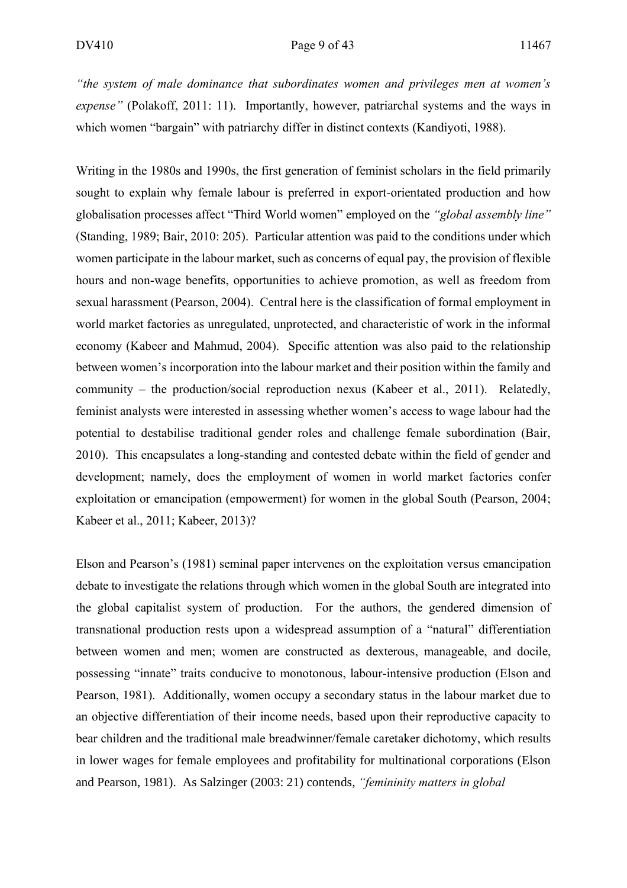*"the system of male dominance that subordinates women and privileges men at women's expense"* (Polakoff, 2011: 11). Importantly, however, patriarchal systems and the ways in which women "bargain" with patriarchy differ in distinct contexts (Kandiyoti, 1988).

Writing in the 1980s and 1990s, the first generation of feminist scholars in the field primarily sought to explain why female labour is preferred in export-orientated production and how globalisation processes affect "Third World women" employed on the *"global assembly line"* (Standing, 1989; Bair, 2010: 205). Particular attention was paid to the conditions under which women participate in the labour market, such as concerns of equal pay, the provision of flexible hours and non-wage benefits, opportunities to achieve promotion, as well as freedom from sexual harassment (Pearson, 2004). Central here is the classification of formal employment in world market factories as unregulated, unprotected, and characteristic of work in the informal economy (Kabeer and Mahmud, 2004). Specific attention was also paid to the relationship between women's incorporation into the labour market and their position within the family and community – the production/social reproduction nexus (Kabeer et al., 2011). Relatedly, feminist analysts were interested in assessing whether women's access to wage labour had the potential to destabilise traditional gender roles and challenge female subordination (Bair, 2010). This encapsulates a long-standing and contested debate within the field of gender and development; namely, does the employment of women in world market factories confer exploitation or emancipation (empowerment) for women in the global South (Pearson, 2004; Kabeer et al., 2011; Kabeer, 2013)?

Elson and Pearson's (1981) seminal paper intervenes on the exploitation versus emancipation debate to investigate the relations through which women in the global South are integrated into the global capitalist system of production. For the authors, the gendered dimension of transnational production rests upon a widespread assumption of a "natural" differentiation between women and men; women are constructed as dexterous, manageable, and docile, possessing "innate" traits conducive to monotonous, labour-intensive production (Elson and Pearson, 1981). Additionally, women occupy a secondary status in the labour market due to an objective differentiation of their income needs, based upon their reproductive capacity to bear children and the traditional male breadwinner/female caretaker dichotomy, which results in lower wages for female employees and profitability for multinational corporations (Elson and Pearson, 1981). As Salzinger (2003: 21) contends, *"femininity matters in global*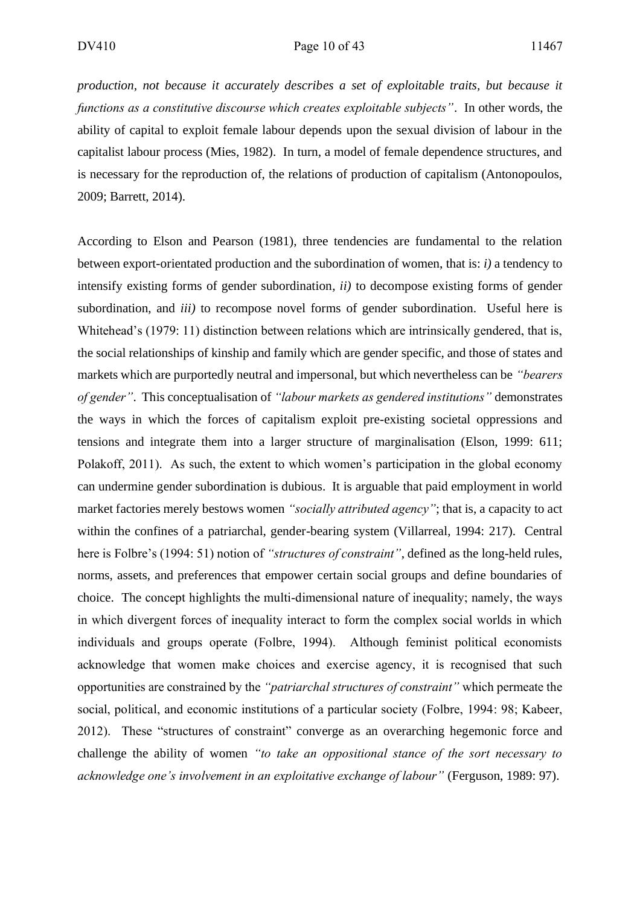*production, not because it accurately describes a set of exploitable traits, but because it functions as a constitutive discourse which creates exploitable subjects"*. In other words, the ability of capital to exploit female labour depends upon the sexual division of labour in the capitalist labour process (Mies, 1982). In turn, a model of female dependence structures, and is necessary for the reproduction of, the relations of production of capitalism (Antonopoulos, 2009; Barrett, 2014).

According to Elson and Pearson (1981), three tendencies are fundamental to the relation between export-orientated production and the subordination of women, that is: *i)* a tendency to intensify existing forms of gender subordination, *ii)* to decompose existing forms of gender subordination, and *iii)* to recompose novel forms of gender subordination. Useful here is Whitehead's (1979: 11) distinction between relations which are intrinsically gendered, that is, the social relationships of kinship and family which are gender specific, and those of states and markets which are purportedly neutral and impersonal, but which nevertheless can be *"bearers of gender"*. This conceptualisation of *"labour markets as gendered institutions"* demonstrates the ways in which the forces of capitalism exploit pre-existing societal oppressions and tensions and integrate them into a larger structure of marginalisation (Elson, 1999: 611; Polakoff, 2011). As such, the extent to which women's participation in the global economy can undermine gender subordination is dubious. It is arguable that paid employment in world market factories merely bestows women *"socially attributed agency"*; that is, a capacity to act within the confines of a patriarchal, gender-bearing system (Villarreal, 1994: 217). Central here is Folbre's (1994: 51) notion of *"structures of constraint"*, defined as the long-held rules, norms, assets, and preferences that empower certain social groups and define boundaries of choice. The concept highlights the multi-dimensional nature of inequality; namely, the ways in which divergent forces of inequality interact to form the complex social worlds in which individuals and groups operate (Folbre, 1994). Although feminist political economists acknowledge that women make choices and exercise agency, it is recognised that such opportunities are constrained by the *"patriarchal structures of constraint"* which permeate the social, political, and economic institutions of a particular society (Folbre, 1994: 98; Kabeer, 2012). These "structures of constraint" converge as an overarching hegemonic force and challenge the ability of women *"to take an oppositional stance of the sort necessary to acknowledge one's involvement in an exploitative exchange of labour"* (Ferguson, 1989: 97).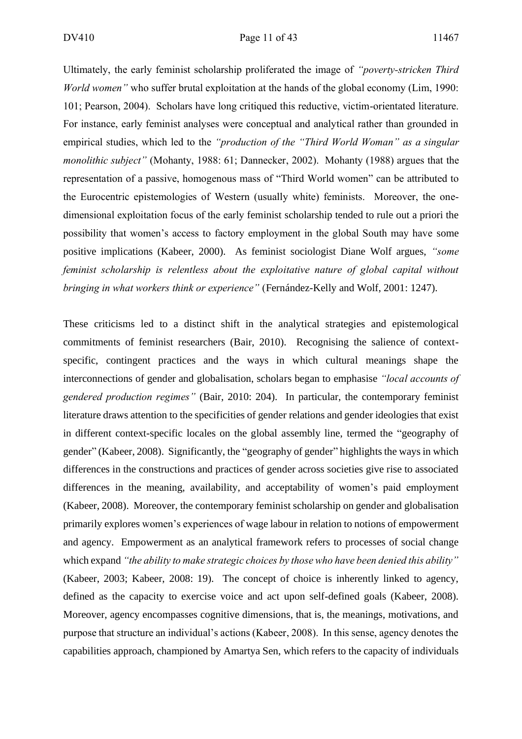Ultimately, the early feminist scholarship proliferated the image of *"poverty-stricken Third World women"* who suffer brutal exploitation at the hands of the global economy (Lim, 1990: 101; Pearson, 2004). Scholars have long critiqued this reductive, victim-orientated literature. For instance, early feminist analyses were conceptual and analytical rather than grounded in empirical studies, which led to the *"production of the "Third World Woman" as a singular monolithic subject"* (Mohanty, 1988: 61; Dannecker, 2002). Mohanty (1988) argues that the representation of a passive, homogenous mass of "Third World women" can be attributed to the Eurocentric epistemologies of Western (usually white) feminists. Moreover, the one-dimensional exploitation focus of the early feminist scholarship tended to rule out a priori the possibility that women's access to factory employment in the global South may have some positive implications (Kabeer, 2000). As feminist sociologist Diane Wolf argues, *"some feminist scholarship is relentless about the exploitative nature of global capital without bringing in what workers think or experience"* (Fernández-Kelly and Wolf, 2001: 1247).

These criticisms led to a distinct shift in the analytical strategies and epistemological commitments of feminist researchers (Bair, 2010). Recognising the salience of context-specific, contingent practices and the ways in which cultural meanings shape the interconnections of gender and globalisation, scholars began to emphasise *"local accounts of gendered production regimes"* (Bair, 2010: 204). In particular, the contemporary feminist literature draws attention to the specificities of gender relations and gender ideologies that exist in different context-specific locales on the global assembly line, termed the "geography of gender" (Kabeer, 2008). Significantly, the "geography of gender" highlights the ways in which differences in the constructions and practices of gender across societies give rise to associated differences in the meaning, availability, and acceptability of women's paid employment (Kabeer, 2008). Moreover, the contemporary feminist scholarship on gender and globalisation primarily explores women's experiences of wage labour in relation to notions of empowerment and agency. Empowerment as an analytical framework refers to processes of social change which expand *"the ability to make strategic choices by those who have been denied this ability"* (Kabeer, 2003; Kabeer, 2008: 19). The concept of choice is inherently linked to agency, defined as the capacity to exercise voice and act upon self-defined goals (Kabeer, 2008). Moreover, agency encompasses cognitive dimensions, that is, the meanings, motivations, and purpose that structure an individual's actions (Kabeer, 2008). In this sense, agency denotes the capabilities approach, championed by Amartya Sen, which refers to the capacity of individuals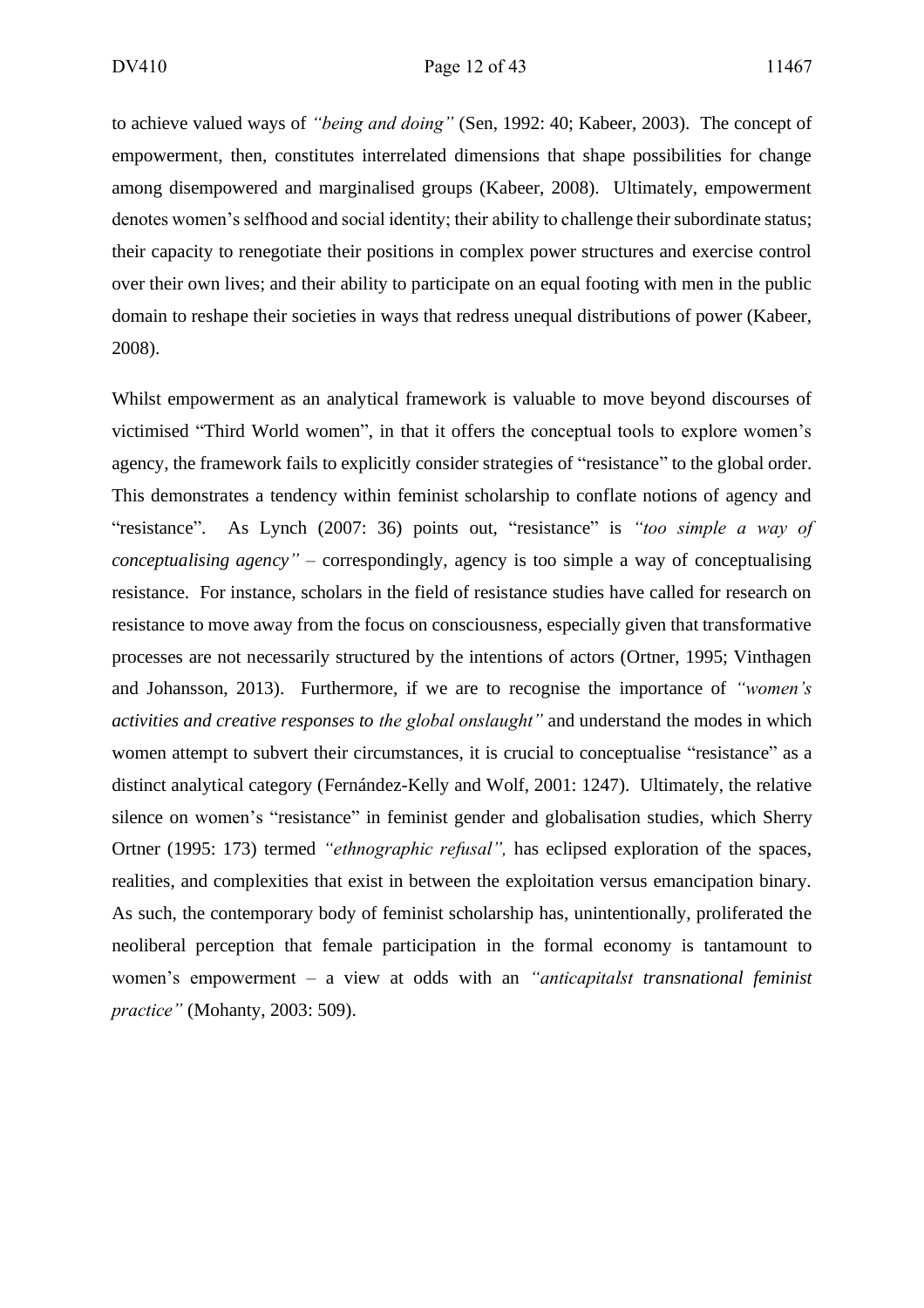to achieve valued ways of *"being and doing"* (Sen, 1992: 40; Kabeer, 2003). The concept of empowerment, then, constitutes interrelated dimensions that shape possibilities for change among disempowered and marginalised groups (Kabeer, 2008). Ultimately, empowerment denotes women's selfhood and social identity; their ability to challenge their subordinate status; their capacity to renegotiate their positions in complex power structures and exercise control over their own lives; and their ability to participate on an equal footing with men in the public domain to reshape their societies in ways that redress unequal distributions of power (Kabeer, 2008).

Whilst empowerment as an analytical framework is valuable to move beyond discourses of victimised "Third World women", in that it offers the conceptual tools to explore women's agency, the framework fails to explicitly consider strategies of "resistance" to the global order. This demonstrates a tendency within feminist scholarship to conflate notions of agency and "resistance". As Lynch (2007: 36) points out, "resistance" is *"too simple a way of conceptualising agency"* – correspondingly, agency is too simple a way of conceptualising resistance. For instance, scholars in the field of resistance studies have called for research on resistance to move away from the focus on consciousness, especially given that transformative processes are not necessarily structured by the intentions of actors (Ortner, 1995; Vinthagen and Johansson, 2013). Furthermore, if we are to recognise the importance of *"women's activities and creative responses to the global onslaught"* and understand the modes in which women attempt to subvert their circumstances, it is crucial to conceptualise "resistance" as a distinct analytical category (Fernández-Kelly and Wolf, 2001: 1247). Ultimately, the relative silence on women's "resistance" in feminist gender and globalisation studies, which Sherry Ortner (1995: 173) termed *"ethnographic refusal",* has eclipsed exploration of the spaces, realities, and complexities that exist in between the exploitation versus emancipation binary. As such, the contemporary body of feminist scholarship has, unintentionally, proliferated the neoliberal perception that female participation in the formal economy is tantamount to women's empowerment – a view at odds with an *"anticapitalst transnational feminist practice"* (Mohanty, 2003: 509).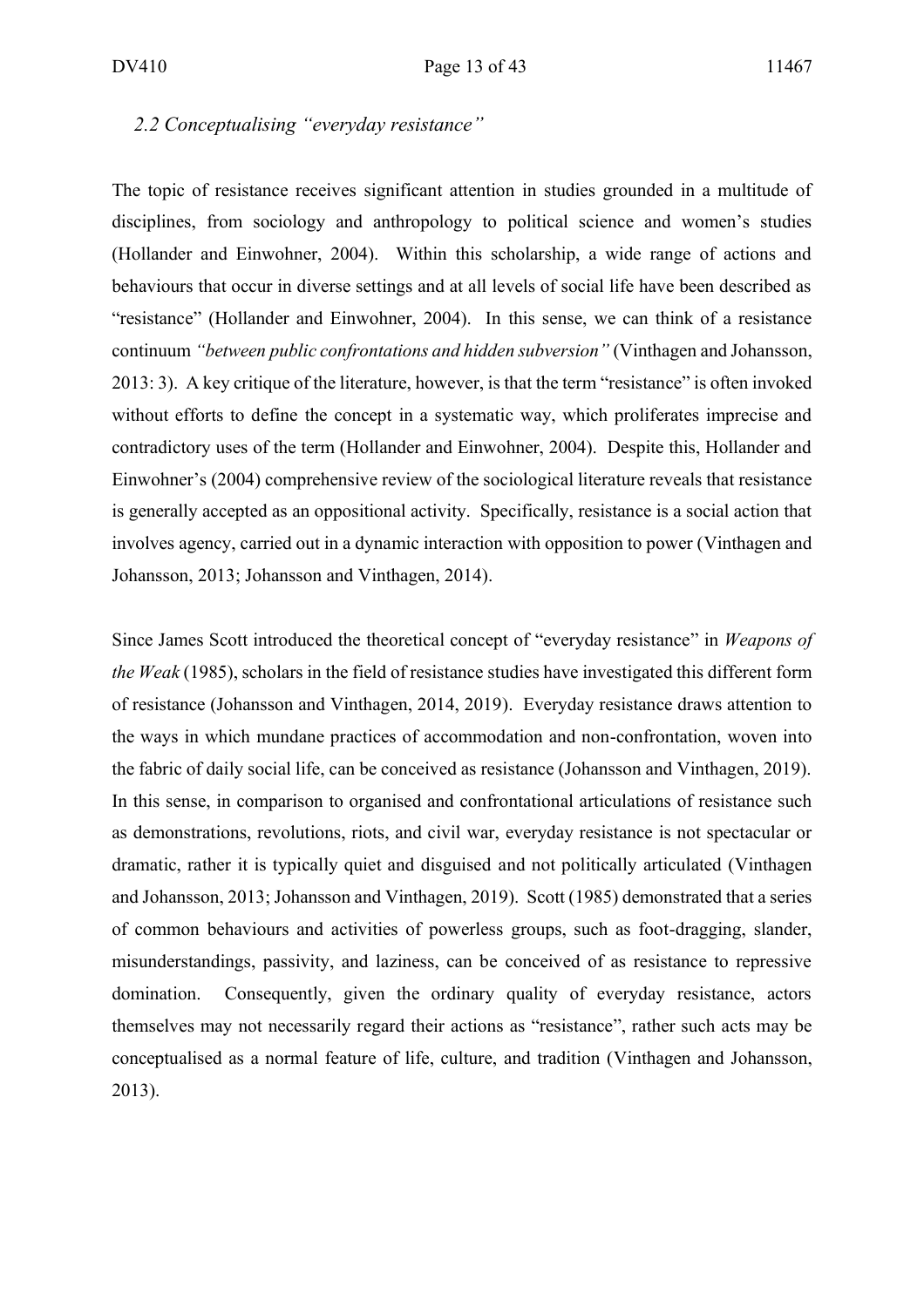### *2.2 Conceptualising "everyday resistance"*

The topic of resistance receives significant attention in studies grounded in a multitude of disciplines, from sociology and anthropology to political science and women's studies (Hollander and Einwohner, 2004). Within this scholarship, a wide range of actions and behaviours that occur in diverse settings and at all levels of social life have been described as "resistance" (Hollander and Einwohner, 2004). In this sense, we can think of a resistance continuum *"between public confrontations and hidden subversion"* (Vinthagen and Johansson, 2013: 3). A key critique of the literature, however, is that the term "resistance" is often invoked without efforts to define the concept in a systematic way, which proliferates imprecise and contradictory uses of the term (Hollander and Einwohner, 2004). Despite this, Hollander and Einwohner's (2004) comprehensive review of the sociological literature reveals that resistance is generally accepted as an oppositional activity. Specifically, resistance is a social action that involves agency, carried out in a dynamic interaction with opposition to power (Vinthagen and Johansson, 2013; Johansson and Vinthagen, 2014).

Since James Scott introduced the theoretical concept of "everyday resistance" in *Weapons of the Weak* (1985), scholars in the field of resistance studies have investigated this different form of resistance (Johansson and Vinthagen, 2014, 2019). Everyday resistance draws attention to the ways in which mundane practices of accommodation and non-confrontation, woven into the fabric of daily social life, can be conceived as resistance (Johansson and Vinthagen, 2019). In this sense, in comparison to organised and confrontational articulations of resistance such as demonstrations, revolutions, riots, and civil war, everyday resistance is not spectacular or dramatic, rather it is typically quiet and disguised and not politically articulated (Vinthagen and Johansson, 2013; Johansson and Vinthagen, 2019). Scott (1985) demonstrated that a series of common behaviours and activities of powerless groups, such as foot-dragging, slander, misunderstandings, passivity, and laziness, can be conceived of as resistance to repressive domination. Consequently, given the ordinary quality of everyday resistance, actors themselves may not necessarily regard their actions as "resistance", rather such acts may be conceptualised as a normal feature of life, culture, and tradition (Vinthagen and Johansson, 2013).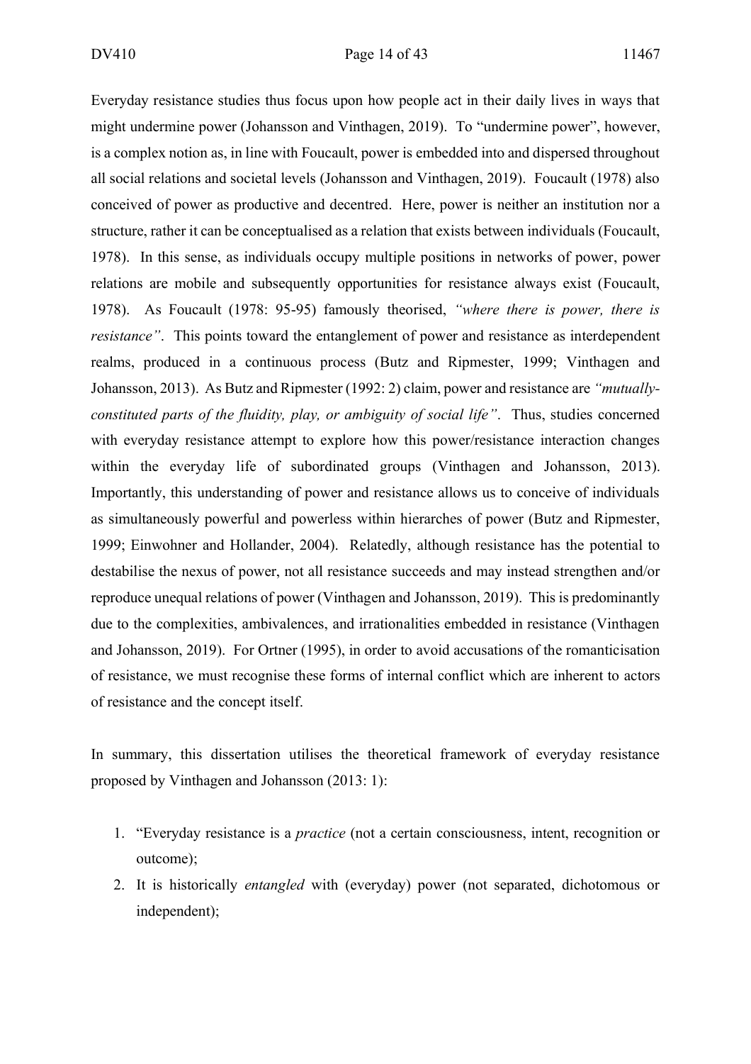Everyday resistance studies thus focus upon how people act in their daily lives in ways that might undermine power (Johansson and Vinthagen, 2019). To "undermine power", however, is a complex notion as, in line with Foucault, power is embedded into and dispersed throughout all social relations and societal levels (Johansson and Vinthagen, 2019). Foucault (1978) also conceived of power as productive and decentred. Here, power is neither an institution nor a structure, rather it can be conceptualised as a relation that exists between individuals (Foucault, 1978). In this sense, as individuals occupy multiple positions in networks of power, power relations are mobile and subsequently opportunities for resistance always exist (Foucault, 1978). As Foucault (1978: 95-95) famously theorised, *"where there is power, there is resistance"*. This points toward the entanglement of power and resistance as interdependent realms, produced in a continuous process (Butz and Ripmester, 1999; Vinthagen and Johansson, 2013). As Butz and Ripmester (1992: 2) claim, power and resistance are *"mutually-constituted parts of the fluidity, play, or ambiguity of social life"*. Thus, studies concerned with everyday resistance attempt to explore how this power/resistance interaction changes within the everyday life of subordinated groups (Vinthagen and Johansson, 2013). Importantly, this understanding of power and resistance allows us to conceive of individuals as simultaneously powerful and powerless within hierarchies of power (Butz and Ripmester, 1999; Einwohner and Hollander, 2004). Relatedly, although resistance has the potential to destabilise the nexus of power, not all resistance succeeds and may instead strengthen and/or reproduce unequal relations of power (Vinthagen and Johansson, 2019). This is predominantly due to the complexities, ambivalences, and irrationalities embedded in resistance (Vinthagen and Johansson, 2019). For Ortner (1995), in order to avoid accusations of the romanticisation of resistance, we must recognise these forms of internal conflict which are inherent to actors of resistance and the concept itself.

In summary, this dissertation utilises the theoretical framework of everyday resistance proposed by Vinthagen and Johansson (2013: 1):

1. "Everyday resistance is a *practice* (not a certain consciousness, intent, recognition or outcome);
2. It is historically *entangled* with (everyday) power (not separated, dichotomous or independent);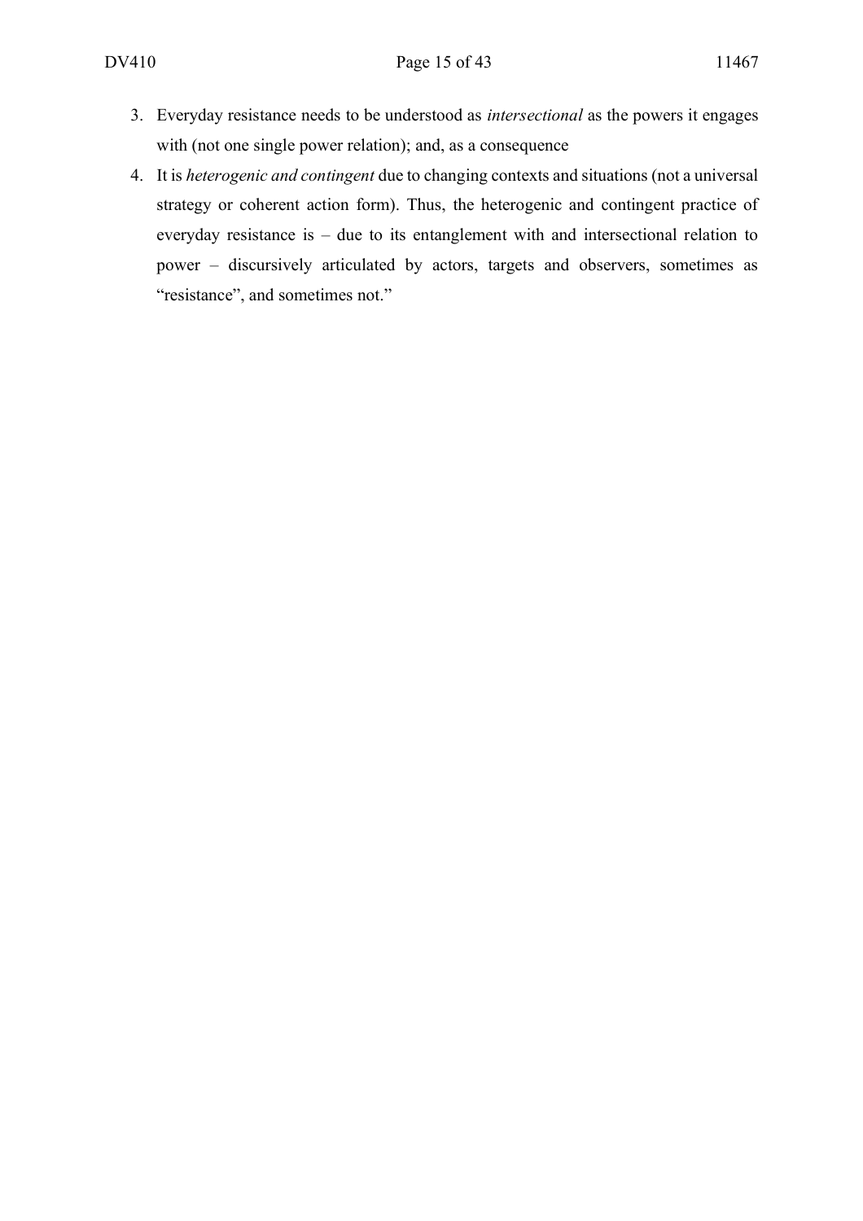3. Everyday resistance needs to be understood as *intersectional* as the powers it engages with (not one single power relation); and, as a consequence
4. It is *heterogenic and contingent* due to changing contexts and situations (not a universal strategy or coherent action form). Thus, the heterogenic and contingent practice of everyday resistance is – due to its entanglement with and intersectional relation to power – discursively articulated by actors, targets and observers, sometimes as "resistance", and sometimes not."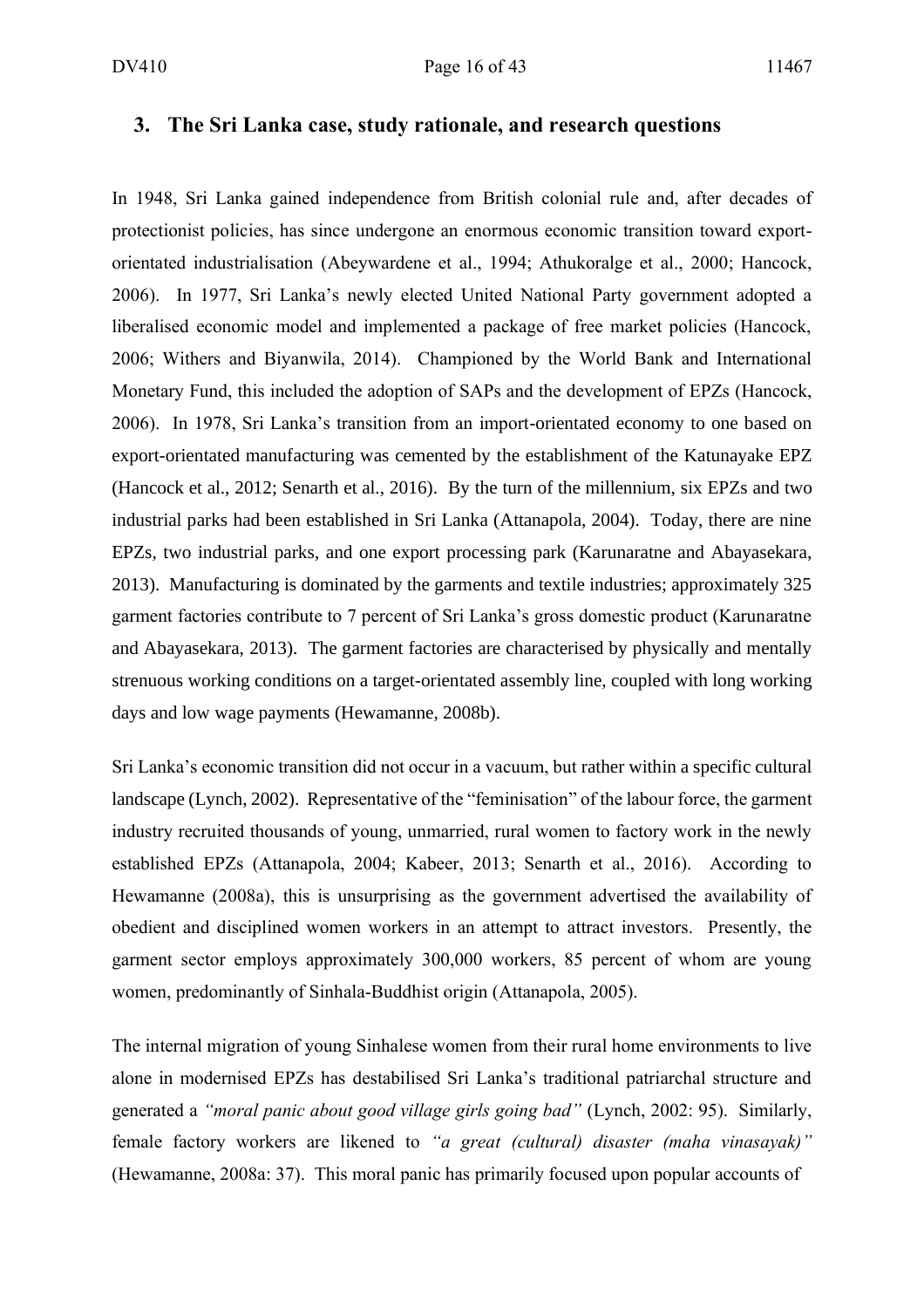## 3. The Sri Lanka case, study rationale, and research questions

In 1948, Sri Lanka gained independence from British colonial rule and, after decades of protectionist policies, has since undergone an enormous economic transition toward export-orientated industrialisation (Abeywardene et al., 1994; Athukoralge et al., 2000; Hancock, 2006). In 1977, Sri Lanka's newly elected United National Party government adopted a liberalised economic model and implemented a package of free market policies (Hancock, 2006; Withers and Biyanwila, 2014). Championed by the World Bank and International Monetary Fund, this included the adoption of SAPs and the development of EPZs (Hancock, 2006). In 1978, Sri Lanka's transition from an import-orientated economy to one based on export-orientated manufacturing was cemented by the establishment of the Katunayake EPZ (Hancock et al., 2012; Senarth et al., 2016). By the turn of the millennium, six EPZs and two industrial parks had been established in Sri Lanka (Attanapola, 2004). Today, there are nine EPZs, two industrial parks, and one export processing park (Karunaratne and Abayasekara, 2013). Manufacturing is dominated by the garments and textile industries; approximately 325 garment factories contribute to 7 percent of Sri Lanka's gross domestic product (Karunaratne and Abayasekara, 2013). The garment factories are characterised by physically and mentally strenuous working conditions on a target-orientated assembly line, coupled with long working days and low wage payments (Hewamanne, 2008b).

Sri Lanka's economic transition did not occur in a vacuum, but rather within a specific cultural landscape (Lynch, 2002). Representative of the "feminisation" of the labour force, the garment industry recruited thousands of young, unmarried, rural women to factory work in the newly established EPZs (Attanapola, 2004; Kabeer, 2013; Senarth et al., 2016). According to Hewamanne (2008a), this is unsurprising as the government advertised the availability of obedient and disciplined women workers in an attempt to attract investors. Presently, the garment sector employs approximately 300,000 workers, 85 percent of whom are young women, predominantly of Sinhala-Buddhist origin (Attanapola, 2005).

The internal migration of young Sinhalese women from their rural home environments to live alone in modernised EPZs has destabilised Sri Lanka's traditional patriarchal structure and generated a *"moral panic about good village girls going bad"* (Lynch, 2002: 95). Similarly, female factory workers are likened to *"a great (cultural) disaster (maha vinasayak)"* (Hewamanne, 2008a: 37). This moral panic has primarily focused upon popular accounts of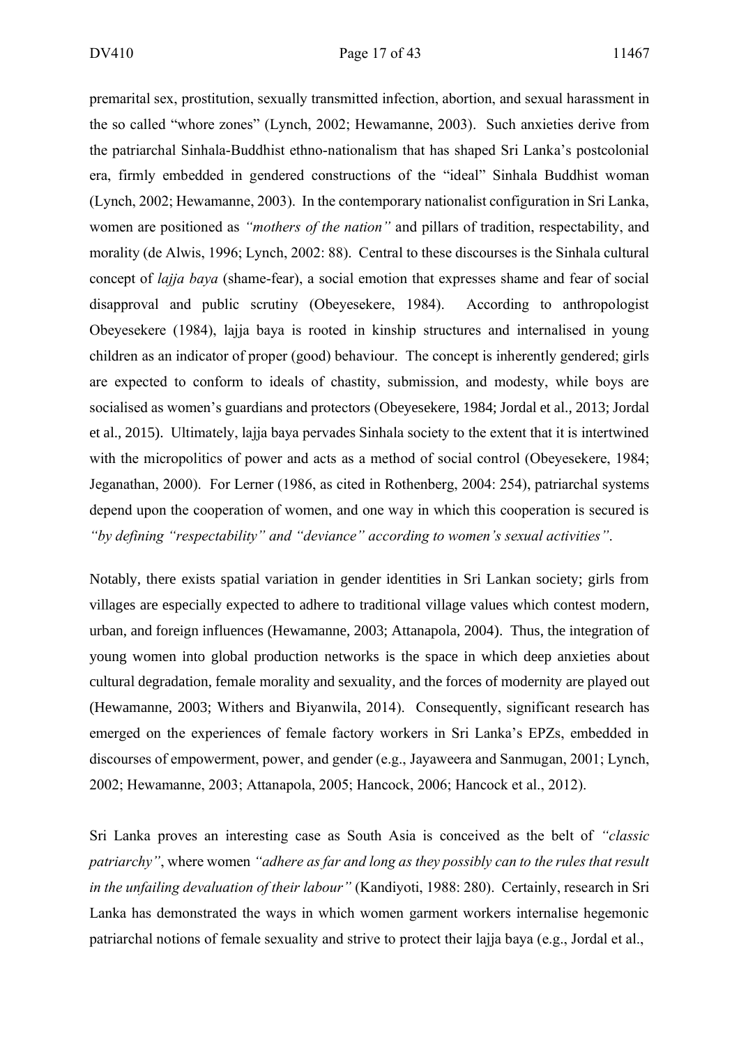premarital sex, prostitution, sexually transmitted infection, abortion, and sexual harassment in the so called "whore zones" (Lynch, 2002; Hewamanne, 2003). Such anxieties derive from the patriarchal Sinhala-Buddhist ethno-nationalism that has shaped Sri Lanka's postcolonial era, firmly embedded in gendered constructions of the "ideal" Sinhala Buddhist woman (Lynch, 2002; Hewamanne, 2003). In the contemporary nationalist configuration in Sri Lanka, women are positioned as *"mothers of the nation"* and pillars of tradition, respectability, and morality (de Alwis, 1996; Lynch, 2002: 88). Central to these discourses is the Sinhala cultural concept of *lajja baya* (shame-fear), a social emotion that expresses shame and fear of social disapproval and public scrutiny (Obeyesekere, 1984). According to anthropologist Obeyesekere (1984), lajja baya is rooted in kinship structures and internalised in young children as an indicator of proper (good) behaviour. The concept is inherently gendered; girls are expected to conform to ideals of chastity, submission, and modesty, while boys are socialised as women's guardians and protectors (Obeyesekere, 1984; Jordal et al., 2013; Jordal et al., 2015). Ultimately, lajja baya pervades Sinhala society to the extent that it is intertwined with the micropolitics of power and acts as a method of social control (Obeyesekere, 1984; Jeganathan, 2000). For Lerner (1986, as cited in Rothenberg, 2004: 254), patriarchal systems depend upon the cooperation of women, and one way in which this cooperation is secured is *"by defining "respectability" and "deviance" according to women's sexual activities"*.

Notably, there exists spatial variation in gender identities in Sri Lankan society; girls from villages are especially expected to adhere to traditional village values which contest modern, urban, and foreign influences (Hewamanne, 2003; Attanapola, 2004). Thus, the integration of young women into global production networks is the space in which deep anxieties about cultural degradation, female morality and sexuality, and the forces of modernity are played out (Hewamanne, 2003; Withers and Biyanwila, 2014). Consequently, significant research has emerged on the experiences of female factory workers in Sri Lanka's EPZs, embedded in discourses of empowerment, power, and gender (e.g., Jayaweera and Sanmugan, 2001; Lynch, 2002; Hewamanne, 2003; Attanapola, 2005; Hancock, 2006; Hancock et al., 2012).

Sri Lanka proves an interesting case as South Asia is conceived as the belt of *"classic patriarchy"*, where women *"adhere as far and long as they possibly can to the rules that result in the unfailing devaluation of their labour"* (Kandiyoti, 1988: 280). Certainly, research in Sri Lanka has demonstrated the ways in which women garment workers internalise hegemonic patriarchal notions of female sexuality and strive to protect their lajja baya (e.g., Jordal et al.,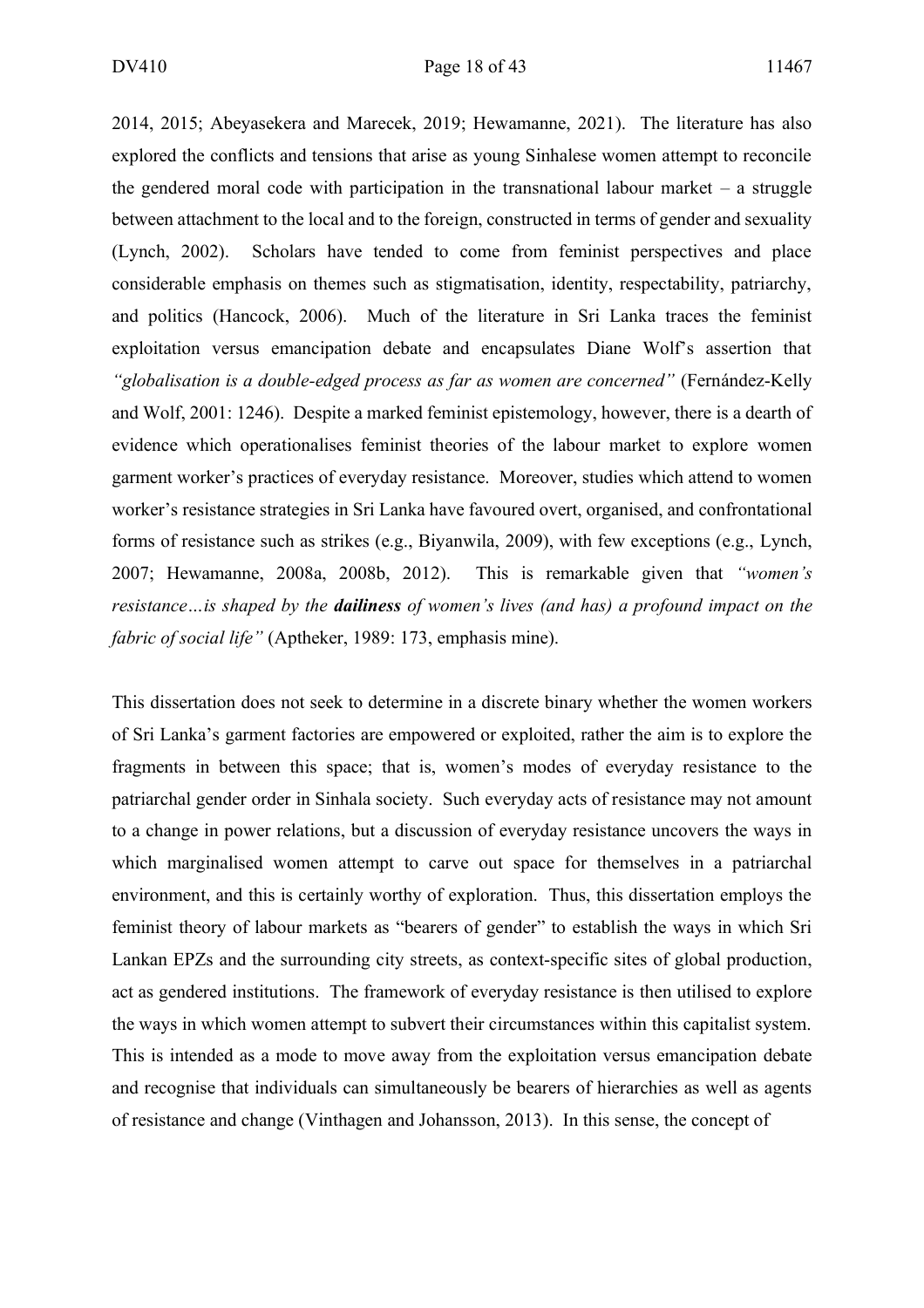2014, 2015; Abeyasekera and Marecek, 2019; Hewamanne, 2021). The literature has also explored the conflicts and tensions that arise as young Sinhalese women attempt to reconcile the gendered moral code with participation in the transnational labour market – a struggle between attachment to the local and to the foreign, constructed in terms of gender and sexuality (Lynch, 2002). Scholars have tended to come from feminist perspectives and place considerable emphasis on themes such as stigmatisation, identity, respectability, patriarchy, and politics (Hancock, 2006). Much of the literature in Sri Lanka traces the feminist exploitation versus emancipation debate and encapsulates Diane Wolf's assertion that *"globalisation is a double-edged process as far as women are concerned"* (Fernández-Kelly and Wolf, 2001: 1246). Despite a marked feminist epistemology, however, there is a dearth of evidence which operationalises feminist theories of the labour market to explore women garment worker's practices of everyday resistance. Moreover, studies which attend to women worker's resistance strategies in Sri Lanka have favoured overt, organised, and confrontational forms of resistance such as strikes (e.g., Biyanwila, 2009), with few exceptions (e.g., Lynch, 2007; Hewamanne, 2008a, 2008b, 2012). This is remarkable given that *"women's resistance…is shaped by the* ***dailiness*** *of women's lives (and has) a profound impact on the fabric of social life"* (Aptheker, 1989: 173, emphasis mine).

This dissertation does not seek to determine in a discrete binary whether the women workers of Sri Lanka's garment factories are empowered or exploited, rather the aim is to explore the fragments in between this space; that is, women's modes of everyday resistance to the patriarchal gender order in Sinhala society. Such everyday acts of resistance may not amount to a change in power relations, but a discussion of everyday resistance uncovers the ways in which marginalised women attempt to carve out space for themselves in a patriarchal environment, and this is certainly worthy of exploration. Thus, this dissertation employs the feminist theory of labour markets as "bearers of gender" to establish the ways in which Sri Lankan EPZs and the surrounding city streets, as context-specific sites of global production, act as gendered institutions. The framework of everyday resistance is then utilised to explore the ways in which women attempt to subvert their circumstances within this capitalist system. This is intended as a mode to move away from the exploitation versus emancipation debate and recognise that individuals can simultaneously be bearers of hierarchies as well as agents of resistance and change (Vinthagen and Johansson, 2013). In this sense, the concept of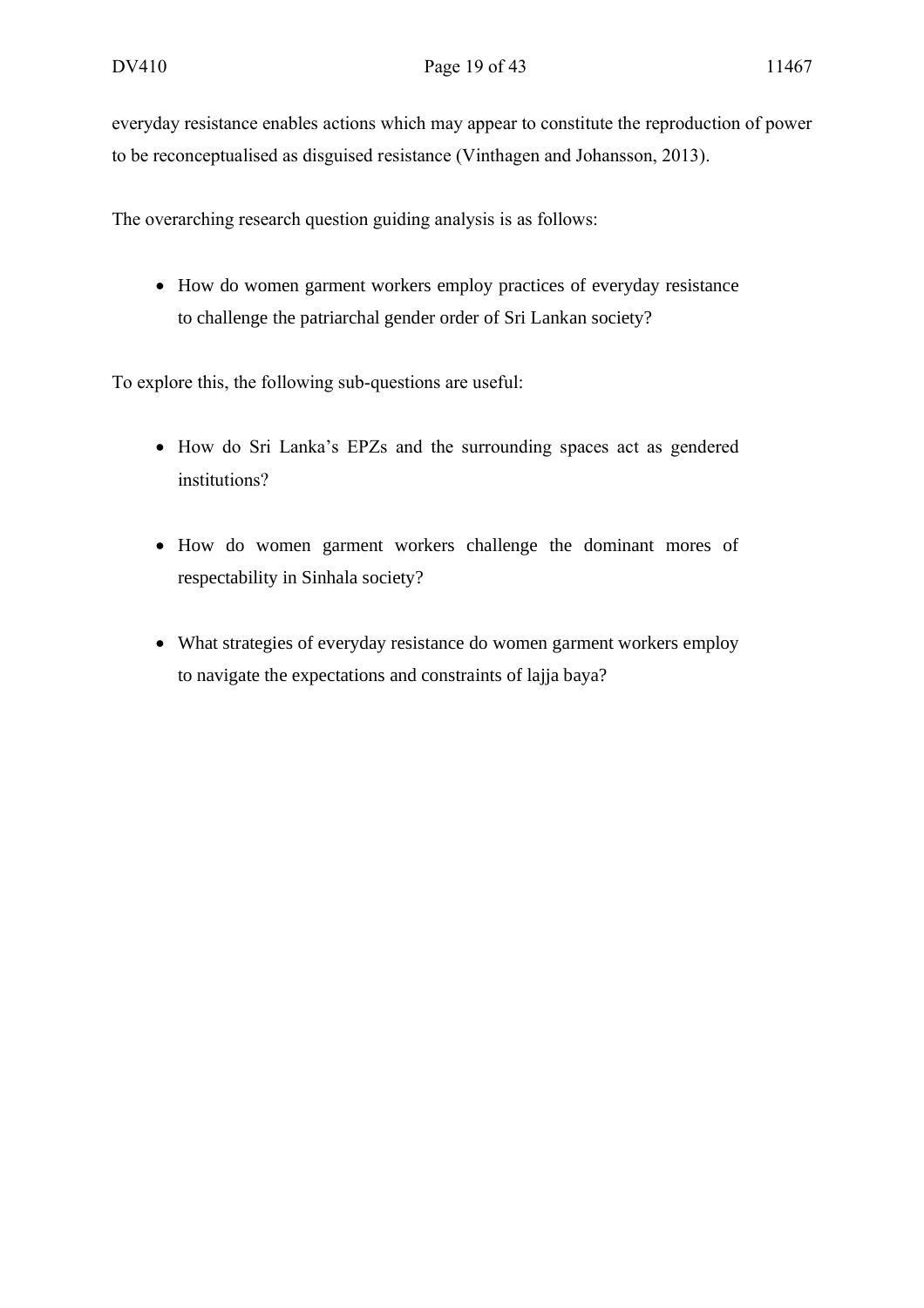everyday resistance enables actions which may appear to constitute the reproduction of power to be reconceptualised as disguised resistance (Vinthagen and Johansson, 2013).

The overarching research question guiding analysis is as follows:

- How do women garment workers employ practices of everyday resistance to challenge the patriarchal gender order of Sri Lankan society?

To explore this, the following sub-questions are useful:

- How do Sri Lanka's EPZs and the surrounding spaces act as gendered institutions?

- How do women garment workers challenge the dominant mores of respectability in Sinhala society?

- What strategies of everyday resistance do women garment workers employ to navigate the expectations and constraints of lajja baya?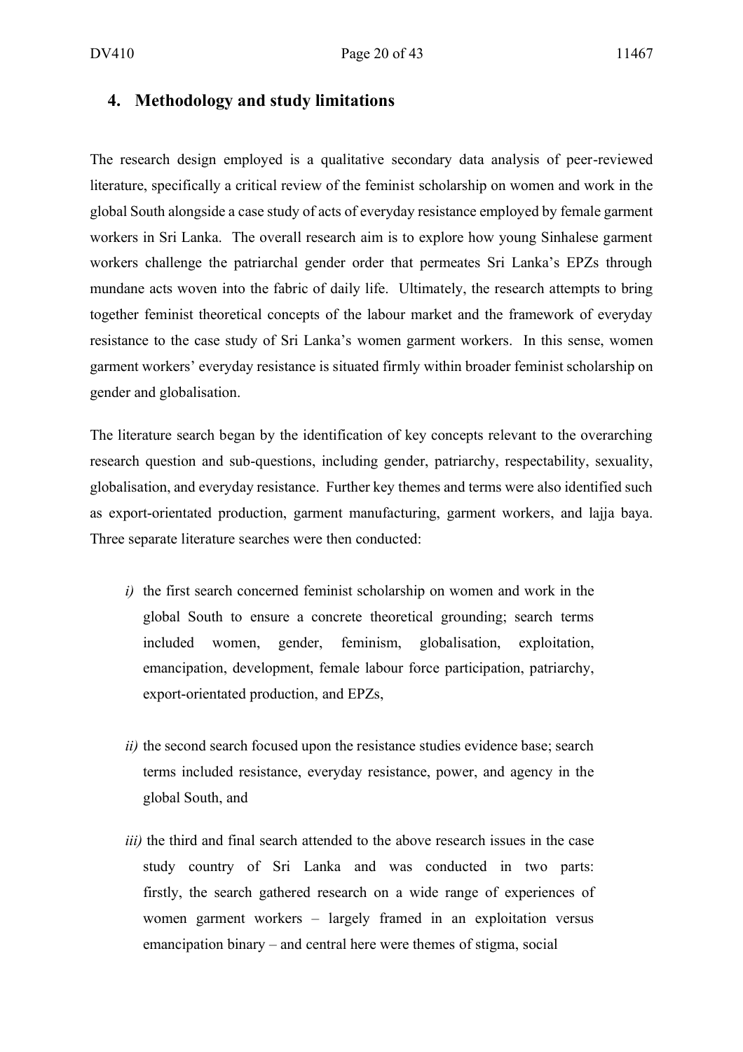## 4. Methodology and study limitations

The research design employed is a qualitative secondary data analysis of peer-reviewed literature, specifically a critical review of the feminist scholarship on women and work in the global South alongside a case study of acts of everyday resistance employed by female garment workers in Sri Lanka. The overall research aim is to explore how young Sinhalese garment workers challenge the patriarchal gender order that permeates Sri Lanka's EPZs through mundane acts woven into the fabric of daily life. Ultimately, the research attempts to bring together feminist theoretical concepts of the labour market and the framework of everyday resistance to the case study of Sri Lanka's women garment workers. In this sense, women garment workers' everyday resistance is situated firmly within broader feminist scholarship on gender and globalisation.

The literature search began by the identification of key concepts relevant to the overarching research question and sub-questions, including gender, patriarchy, respectability, sexuality, globalisation, and everyday resistance. Further key themes and terms were also identified such as export-orientated production, garment manufacturing, garment workers, and lajja baya. Three separate literature searches were then conducted:

*i)* the first search concerned feminist scholarship on women and work in the global South to ensure a concrete theoretical grounding; search terms included women, gender, feminism, globalisation, exploitation, emancipation, development, female labour force participation, patriarchy, export-orientated production, and EPZs,

*ii)* the second search focused upon the resistance studies evidence base; search terms included resistance, everyday resistance, power, and agency in the global South, and

*iii)* the third and final search attended to the above research issues in the case study country of Sri Lanka and was conducted in two parts: firstly, the search gathered research on a wide range of experiences of women garment workers – largely framed in an exploitation versus emancipation binary – and central here were themes of stigma, social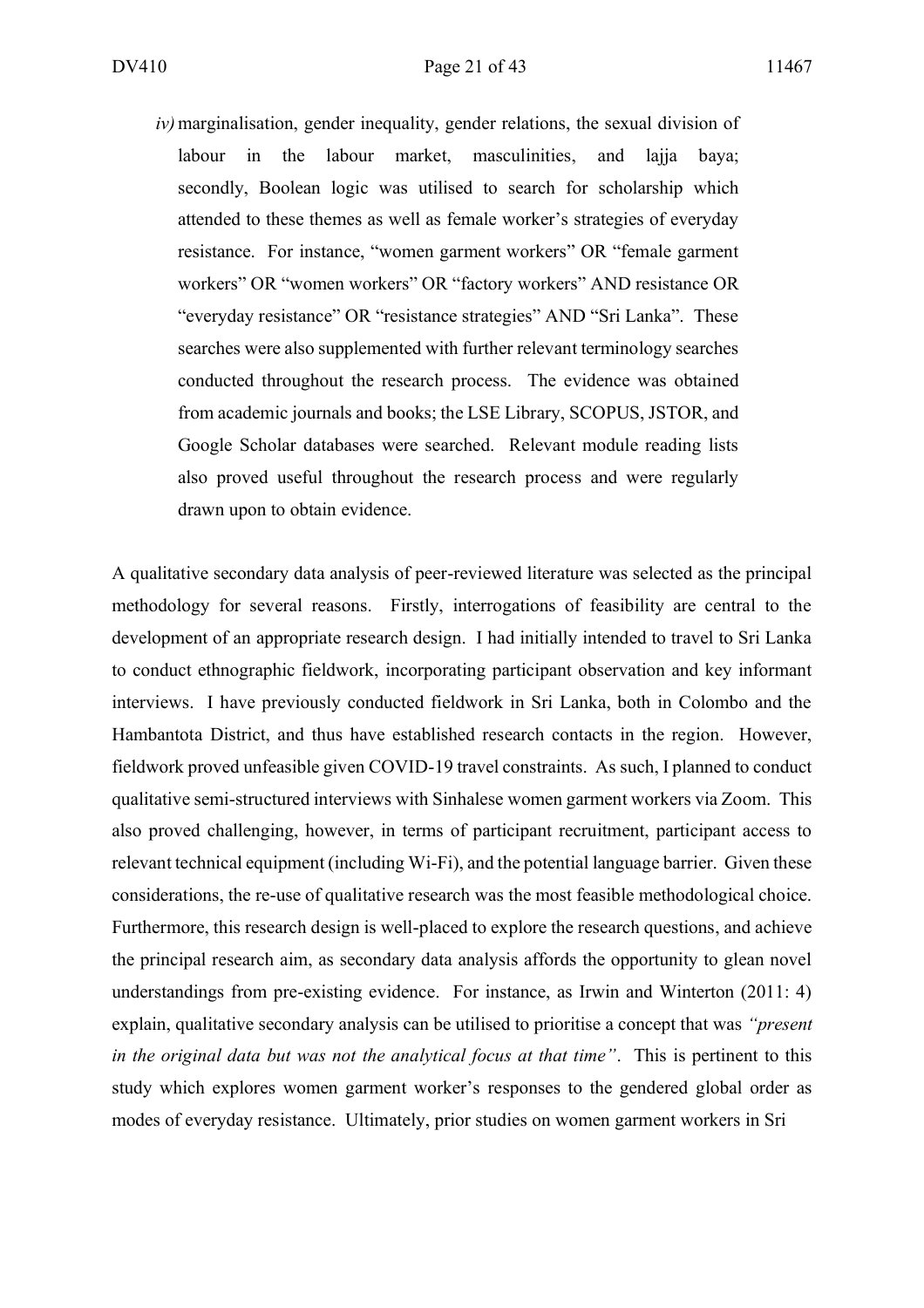*iv)* marginalisation, gender inequality, gender relations, the sexual division of labour in the labour market, masculinities, and lajja baya; secondly, Boolean logic was utilised to search for scholarship which attended to these themes as well as female worker's strategies of everyday resistance. For instance, "women garment workers" OR "female garment workers" OR "women workers" OR "factory workers" AND resistance OR "everyday resistance" OR "resistance strategies" AND "Sri Lanka". These searches were also supplemented with further relevant terminology searches conducted throughout the research process. The evidence was obtained from academic journals and books; the LSE Library, SCOPUS, JSTOR, and Google Scholar databases were searched. Relevant module reading lists also proved useful throughout the research process and were regularly drawn upon to obtain evidence.

A qualitative secondary data analysis of peer-reviewed literature was selected as the principal methodology for several reasons. Firstly, interrogations of feasibility are central to the development of an appropriate research design. I had initially intended to travel to Sri Lanka to conduct ethnographic fieldwork, incorporating participant observation and key informant interviews. I have previously conducted fieldwork in Sri Lanka, both in Colombo and the Hambantota District, and thus have established research contacts in the region. However, fieldwork proved unfeasible given COVID-19 travel constraints. As such, I planned to conduct qualitative semi-structured interviews with Sinhalese women garment workers via Zoom. This also proved challenging, however, in terms of participant recruitment, participant access to relevant technical equipment (including Wi-Fi), and the potential language barrier. Given these considerations, the re-use of qualitative research was the most feasible methodological choice. Furthermore, this research design is well-placed to explore the research questions, and achieve the principal research aim, as secondary data analysis affords the opportunity to glean novel understandings from pre-existing evidence. For instance, as Irwin and Winterton (2011: 4) explain, qualitative secondary analysis can be utilised to prioritise a concept that was *"present in the original data but was not the analytical focus at that time"*. This is pertinent to this study which explores women garment worker's responses to the gendered global order as modes of everyday resistance. Ultimately, prior studies on women garment workers in Sri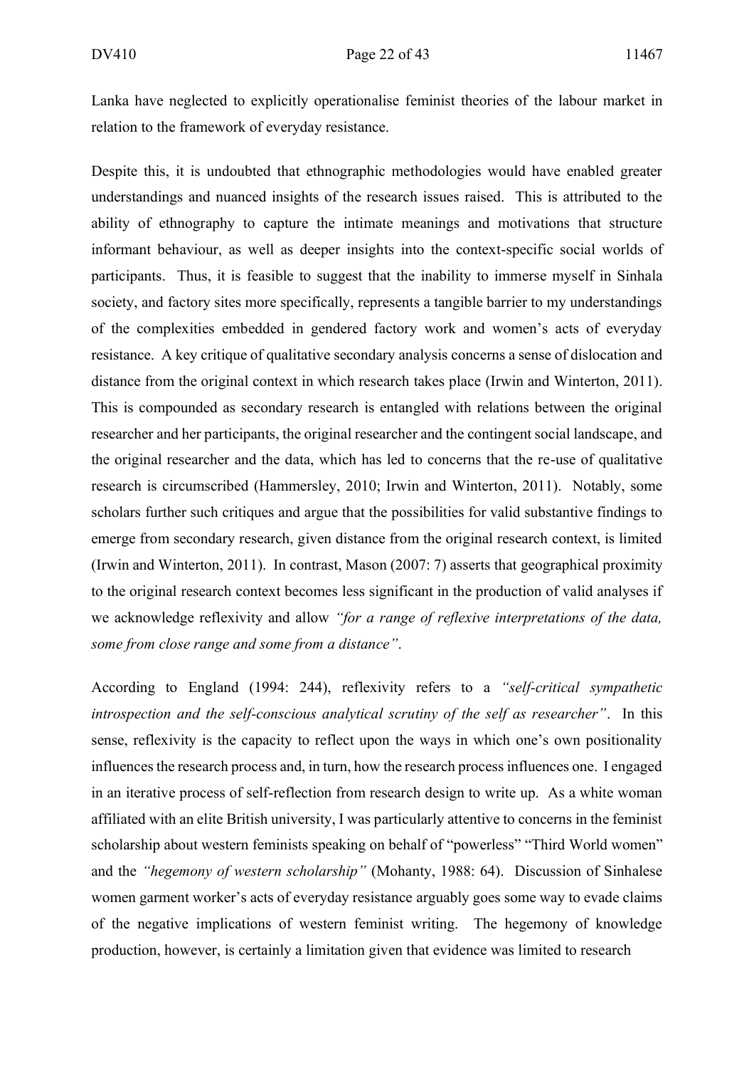Lanka have neglected to explicitly operationalise feminist theories of the labour market in relation to the framework of everyday resistance.

Despite this, it is undoubted that ethnographic methodologies would have enabled greater understandings and nuanced insights of the research issues raised. This is attributed to the ability of ethnography to capture the intimate meanings and motivations that structure informant behaviour, as well as deeper insights into the context-specific social worlds of participants. Thus, it is feasible to suggest that the inability to immerse myself in Sinhala society, and factory sites more specifically, represents a tangible barrier to my understandings of the complexities embedded in gendered factory work and women's acts of everyday resistance. A key critique of qualitative secondary analysis concerns a sense of dislocation and distance from the original context in which research takes place (Irwin and Winterton, 2011). This is compounded as secondary research is entangled with relations between the original researcher and her participants, the original researcher and the contingent social landscape, and the original researcher and the data, which has led to concerns that the re-use of qualitative research is circumscribed (Hammersley, 2010; Irwin and Winterton, 2011). Notably, some scholars further such critiques and argue that the possibilities for valid substantive findings to emerge from secondary research, given distance from the original research context, is limited (Irwin and Winterton, 2011). In contrast, Mason (2007: 7) asserts that geographical proximity to the original research context becomes less significant in the production of valid analyses if we acknowledge reflexivity and allow *"for a range of reflexive interpretations of the data, some from close range and some from a distance"*.

According to England (1994: 244), reflexivity refers to a *"self-critical sympathetic introspection and the self-conscious analytical scrutiny of the self as researcher"*. In this sense, reflexivity is the capacity to reflect upon the ways in which one's own positionality influences the research process and, in turn, how the research process influences one. I engaged in an iterative process of self-reflection from research design to write up. As a white woman affiliated with an elite British university, I was particularly attentive to concerns in the feminist scholarship about western feminists speaking on behalf of "powerless" "Third World women" and the *"hegemony of western scholarship"* (Mohanty, 1988: 64). Discussion of Sinhalese women garment worker's acts of everyday resistance arguably goes some way to evade claims of the negative implications of western feminist writing. The hegemony of knowledge production, however, is certainly a limitation given that evidence was limited to research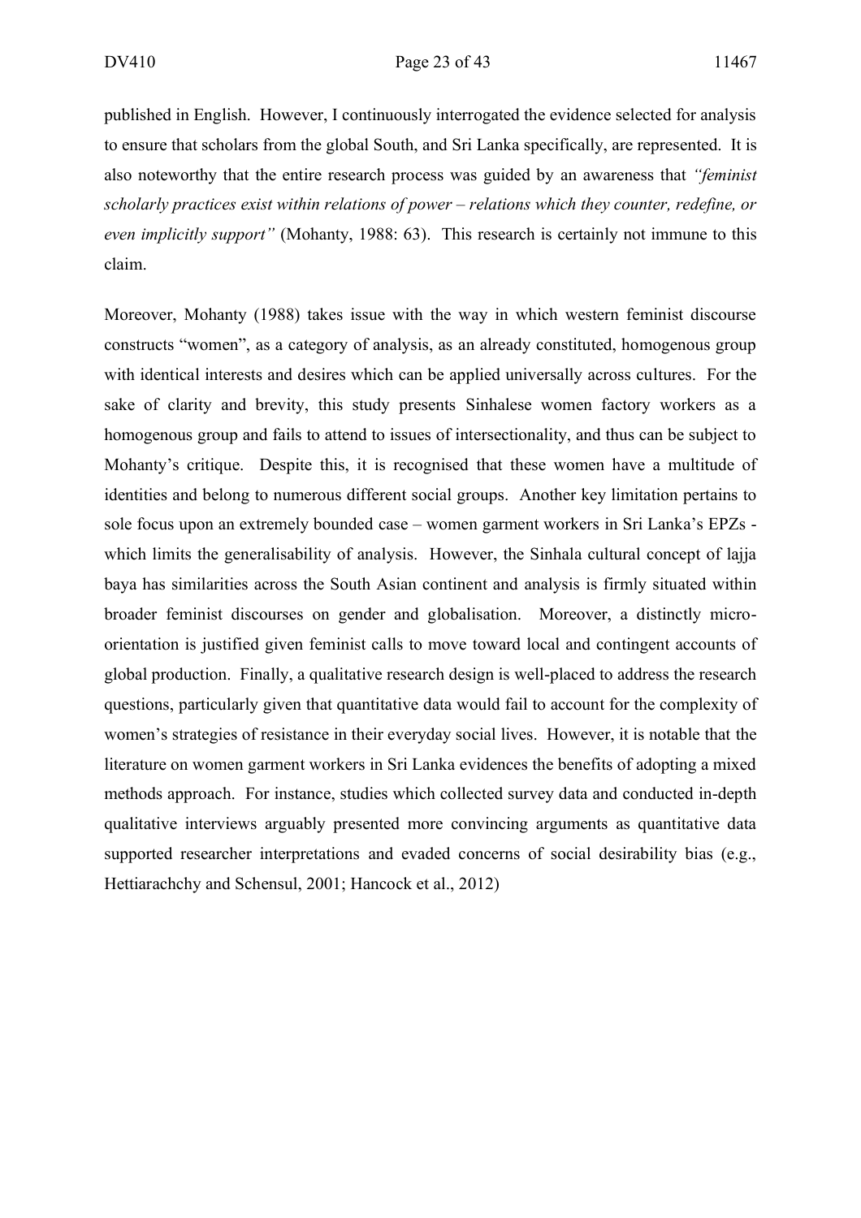published in English. However, I continuously interrogated the evidence selected for analysis to ensure that scholars from the global South, and Sri Lanka specifically, are represented. It is also noteworthy that the entire research process was guided by an awareness that *"feminist scholarly practices exist within relations of power – relations which they counter, redefine, or even implicitly support"* (Mohanty, 1988: 63). This research is certainly not immune to this claim.

Moreover, Mohanty (1988) takes issue with the way in which western feminist discourse constructs "women", as a category of analysis, as an already constituted, homogenous group with identical interests and desires which can be applied universally across cultures. For the sake of clarity and brevity, this study presents Sinhalese women factory workers as a homogenous group and fails to attend to issues of intersectionality, and thus can be subject to Mohanty's critique. Despite this, it is recognised that these women have a multitude of identities and belong to numerous different social groups. Another key limitation pertains to sole focus upon an extremely bounded case – women garment workers in Sri Lanka's EPZs - which limits the generalisability of analysis. However, the Sinhala cultural concept of lajja baya has similarities across the South Asian continent and analysis is firmly situated within broader feminist discourses on gender and globalisation. Moreover, a distinctly micro-orientation is justified given feminist calls to move toward local and contingent accounts of global production. Finally, a qualitative research design is well-placed to address the research questions, particularly given that quantitative data would fail to account for the complexity of women's strategies of resistance in their everyday social lives. However, it is notable that the literature on women garment workers in Sri Lanka evidences the benefits of adopting a mixed methods approach. For instance, studies which collected survey data and conducted in-depth qualitative interviews arguably presented more convincing arguments as quantitative data supported researcher interpretations and evaded concerns of social desirability bias (e.g., Hettiarachchy and Schensul, 2001; Hancock et al., 2012)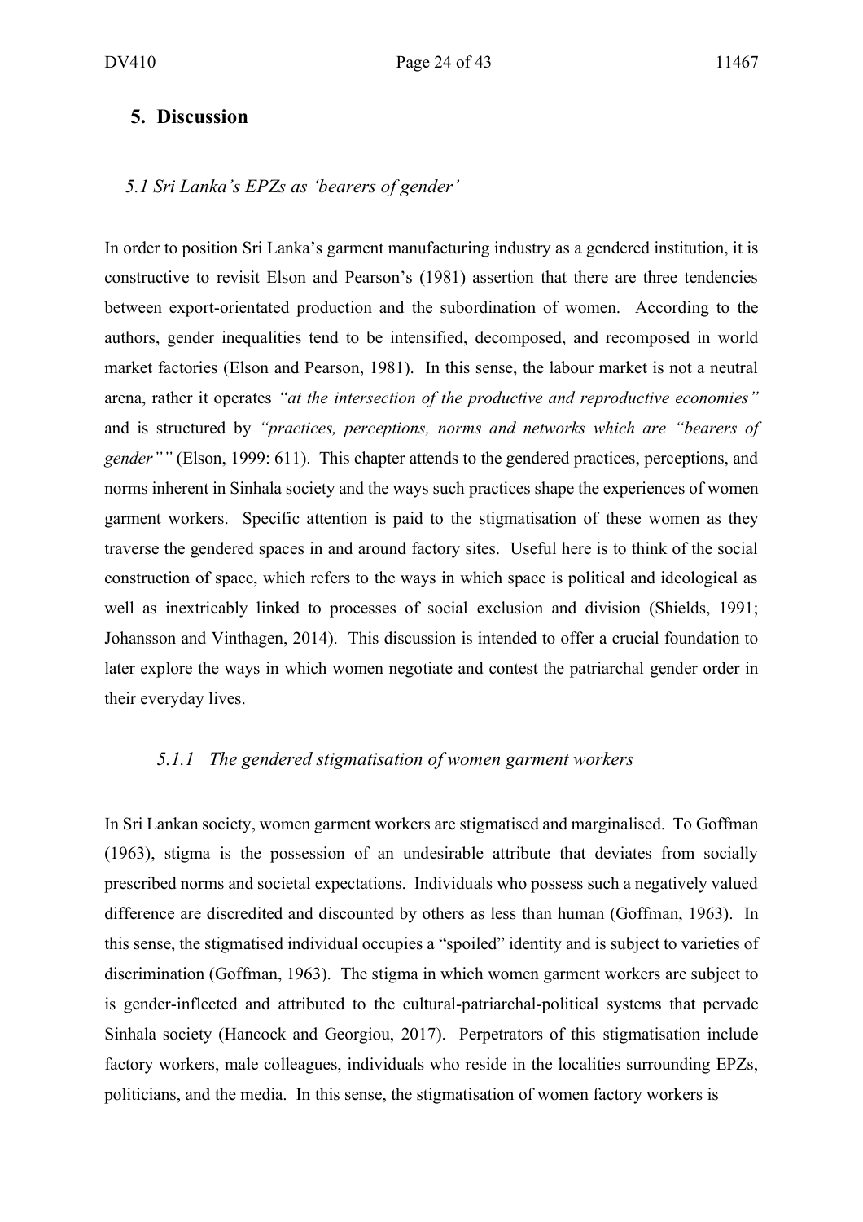## 5. Discussion

### *5.1 Sri Lanka's EPZs as 'bearers of gender'*

In order to position Sri Lanka's garment manufacturing industry as a gendered institution, it is constructive to revisit Elson and Pearson's (1981) assertion that there are three tendencies between export-orientated production and the subordination of women. According to the authors, gender inequalities tend to be intensified, decomposed, and recomposed in world market factories (Elson and Pearson, 1981). In this sense, the labour market is not a neutral arena, rather it operates *"at the intersection of the productive and reproductive economies"* and is structured by *"practices, perceptions, norms and networks which are "bearers of gender""* (Elson, 1999: 611). This chapter attends to the gendered practices, perceptions, and norms inherent in Sinhala society and the ways such practices shape the experiences of women garment workers. Specific attention is paid to the stigmatisation of these women as they traverse the gendered spaces in and around factory sites. Useful here is to think of the social construction of space, which refers to the ways in which space is political and ideological as well as inextricably linked to processes of social exclusion and division (Shields, 1991; Johansson and Vinthagen, 2014). This discussion is intended to offer a crucial foundation to later explore the ways in which women negotiate and contest the patriarchal gender order in their everyday lives.

#### *5.1.1 The gendered stigmatisation of women garment workers*

In Sri Lankan society, women garment workers are stigmatised and marginalised. To Goffman (1963), stigma is the possession of an undesirable attribute that deviates from socially prescribed norms and societal expectations. Individuals who possess such a negatively valued difference are discredited and discounted by others as less than human (Goffman, 1963). In this sense, the stigmatised individual occupies a "spoiled" identity and is subject to varieties of discrimination (Goffman, 1963). The stigma in which women garment workers are subject to is gender-inflected and attributed to the cultural-patriarchal-political systems that pervade Sinhala society (Hancock and Georgiou, 2017). Perpetrators of this stigmatisation include factory workers, male colleagues, individuals who reside in the localities surrounding EPZs, politicians, and the media. In this sense, the stigmatisation of women factory workers is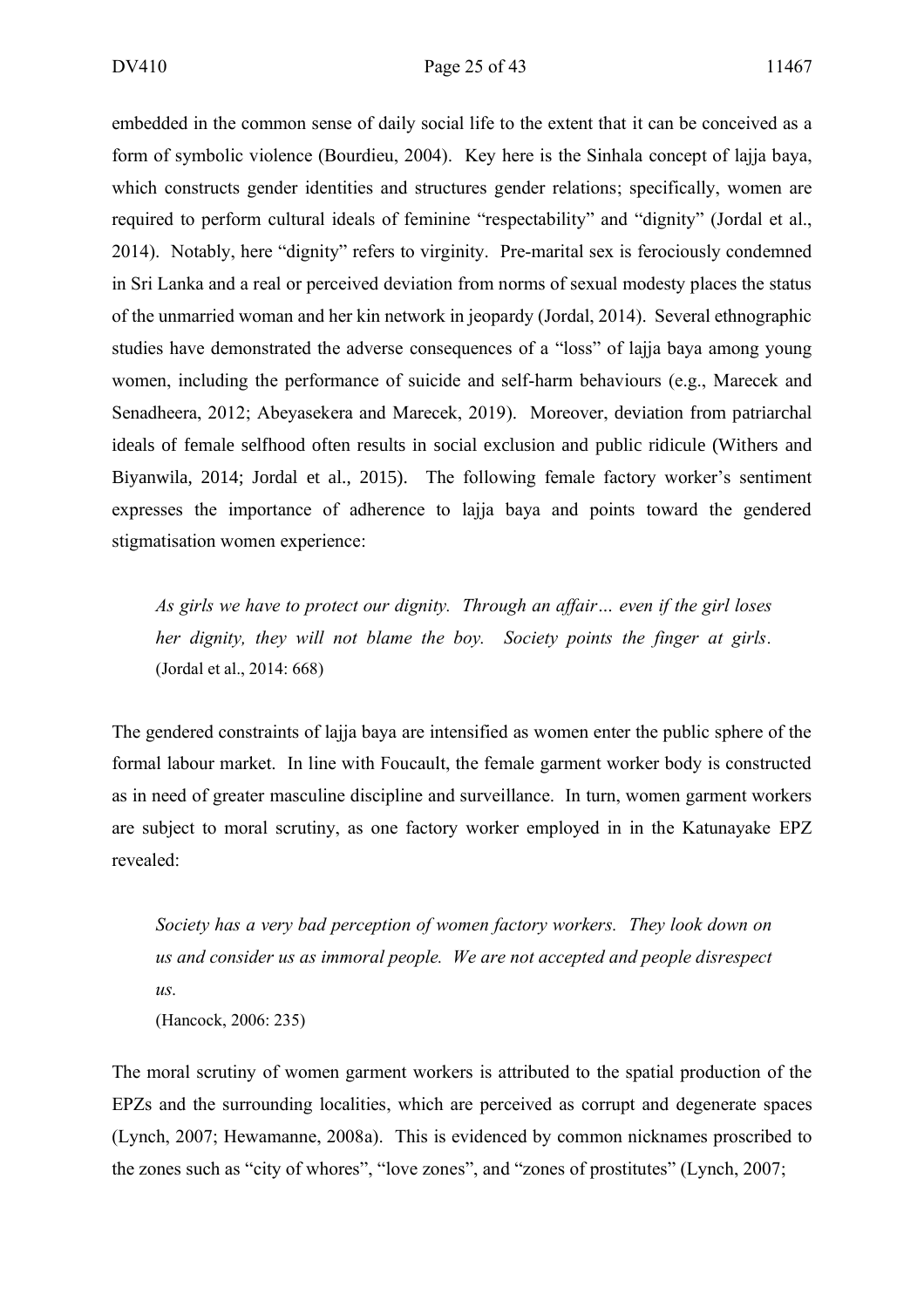embedded in the common sense of daily social life to the extent that it can be conceived as a form of symbolic violence (Bourdieu, 2004). Key here is the Sinhala concept of lajja baya, which constructs gender identities and structures gender relations; specifically, women are required to perform cultural ideals of feminine "respectability" and "dignity" (Jordal et al., 2014). Notably, here "dignity" refers to virginity. Pre-marital sex is ferociously condemned in Sri Lanka and a real or perceived deviation from norms of sexual modesty places the status of the unmarried woman and her kin network in jeopardy (Jordal, 2014). Several ethnographic studies have demonstrated the adverse consequences of a "loss" of lajja baya among young women, including the performance of suicide and self-harm behaviours (e.g., Marecek and Senadheera, 2012; Abeyasekera and Marecek, 2019). Moreover, deviation from patriarchal ideals of female selfhood often results in social exclusion and public ridicule (Withers and Biyanwila, 2014; Jordal et al., 2015). The following female factory worker's sentiment expresses the importance of adherence to lajja baya and points toward the gendered stigmatisation women experience:

> *As girls we have to protect our dignity. Through an affair… even if the girl loses her dignity, they will not blame the boy. Society points the finger at girls.*
> (Jordal et al., 2014: 668)

The gendered constraints of lajja baya are intensified as women enter the public sphere of the formal labour market. In line with Foucault, the female garment worker body is constructed as in need of greater masculine discipline and surveillance. In turn, women garment workers are subject to moral scrutiny, as one factory worker employed in in the Katunayake EPZ revealed:

> *Society has a very bad perception of women factory workers. They look down on us and consider us as immoral people. We are not accepted and people disrespect us.*
> (Hancock, 2006: 235)

The moral scrutiny of women garment workers is attributed to the spatial production of the EPZs and the surrounding localities, which are perceived as corrupt and degenerate spaces (Lynch, 2007; Hewamanne, 2008a). This is evidenced by common nicknames proscribed to the zones such as "city of whores", "love zones", and "zones of prostitutes" (Lynch, 2007;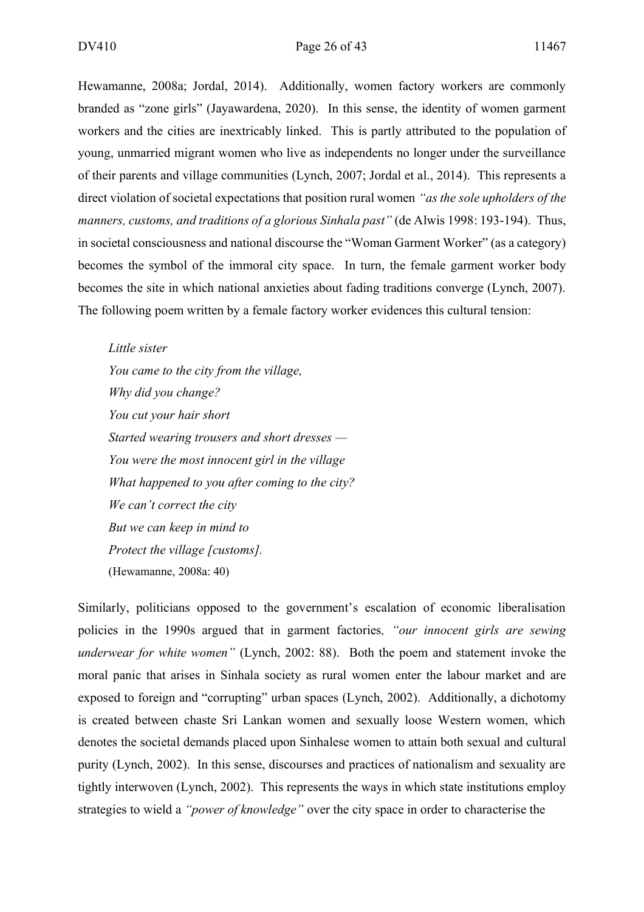Hewamanne, 2008a; Jordal, 2014). Additionally, women factory workers are commonly branded as "zone girls" (Jayawardena, 2020). In this sense, the identity of women garment workers and the cities are inextricably linked. This is partly attributed to the population of young, unmarried migrant women who live as independents no longer under the surveillance of their parents and village communities (Lynch, 2007; Jordal et al., 2014). This represents a direct violation of societal expectations that position rural women *"as the sole upholders of the manners, customs, and traditions of a glorious Sinhala past"* (de Alwis 1998: 193-194). Thus, in societal consciousness and national discourse the "Woman Garment Worker" (as a category) becomes the symbol of the immoral city space. In turn, the female garment worker body becomes the site in which national anxieties about fading traditions converge (Lynch, 2007). The following poem written by a female factory worker evidences this cultural tension:

> *Little sister*
> *You came to the city from the village,*
> *Why did you change?*
> *You cut your hair short*
> *Started wearing trousers and short dresses —*
> *You were the most innocent girl in the village*
> *What happened to you after coming to the city?*
> *We can't correct the city*
> *But we can keep in mind to*
> *Protect the village [customs].*
> (Hewamanne, 2008a: 40)

Similarly, politicians opposed to the government's escalation of economic liberalisation policies in the 1990s argued that in garment factories*, "our innocent girls are sewing underwear for white women"* (Lynch, 2002: 88). Both the poem and statement invoke the moral panic that arises in Sinhala society as rural women enter the labour market and are exposed to foreign and "corrupting" urban spaces (Lynch, 2002). Additionally, a dichotomy is created between chaste Sri Lankan women and sexually loose Western women, which denotes the societal demands placed upon Sinhalese women to attain both sexual and cultural purity (Lynch, 2002). In this sense, discourses and practices of nationalism and sexuality are tightly interwoven (Lynch, 2002). This represents the ways in which state institutions employ strategies to wield a *"power of knowledge"* over the city space in order to characterise the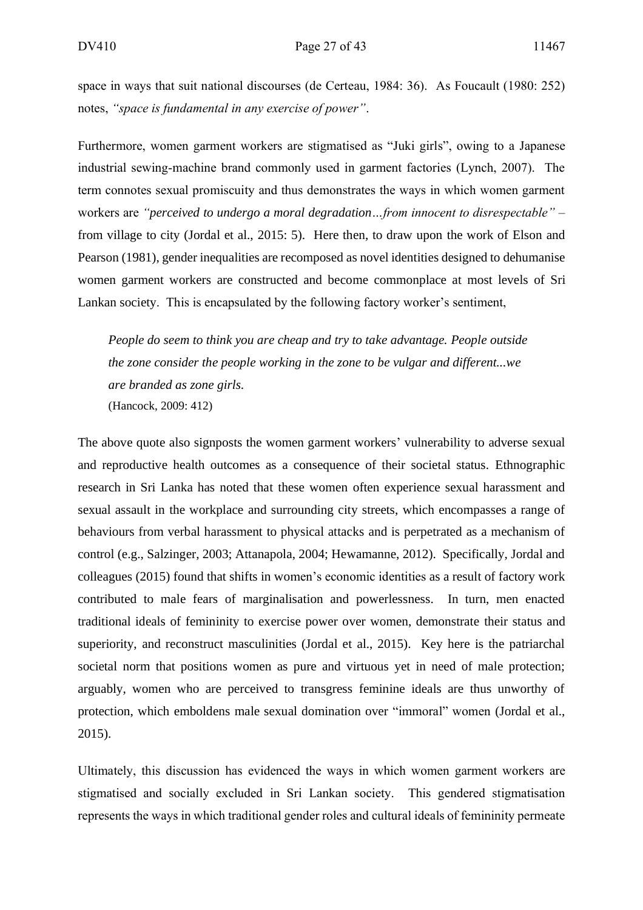space in ways that suit national discourses (de Certeau, 1984: 36). As Foucault (1980: 252) notes, *"space is fundamental in any exercise of power"*.

Furthermore, women garment workers are stigmatised as "Juki girls", owing to a Japanese industrial sewing-machine brand commonly used in garment factories (Lynch, 2007). The term connotes sexual promiscuity and thus demonstrates the ways in which women garment workers are *"perceived to undergo a moral degradation…from innocent to disrespectable"* – from village to city (Jordal et al., 2015: 5). Here then, to draw upon the work of Elson and Pearson (1981), gender inequalities are recomposed as novel identities designed to dehumanise women garment workers are constructed and become commonplace at most levels of Sri Lankan society. This is encapsulated by the following factory worker's sentiment,

> *People do seem to think you are cheap and try to take advantage. People outside the zone consider the people working in the zone to be vulgar and different...we are branded as zone girls.*
> (Hancock, 2009: 412)

The above quote also signposts the women garment workers' vulnerability to adverse sexual and reproductive health outcomes as a consequence of their societal status. Ethnographic research in Sri Lanka has noted that these women often experience sexual harassment and sexual assault in the workplace and surrounding city streets, which encompasses a range of behaviours from verbal harassment to physical attacks and is perpetrated as a mechanism of control (e.g., Salzinger, 2003; Attanapola, 2004; Hewamanne, 2012). Specifically, Jordal and colleagues (2015) found that shifts in women's economic identities as a result of factory work contributed to male fears of marginalisation and powerlessness. In turn, men enacted traditional ideals of femininity to exercise power over women, demonstrate their status and superiority, and reconstruct masculinities (Jordal et al., 2015). Key here is the patriarchal societal norm that positions women as pure and virtuous yet in need of male protection; arguably, women who are perceived to transgress feminine ideals are thus unworthy of protection, which emboldens male sexual domination over "immoral" women (Jordal et al., 2015).

Ultimately, this discussion has evidenced the ways in which women garment workers are stigmatised and socially excluded in Sri Lankan society. This gendered stigmatisation represents the ways in which traditional gender roles and cultural ideals of femininity permeate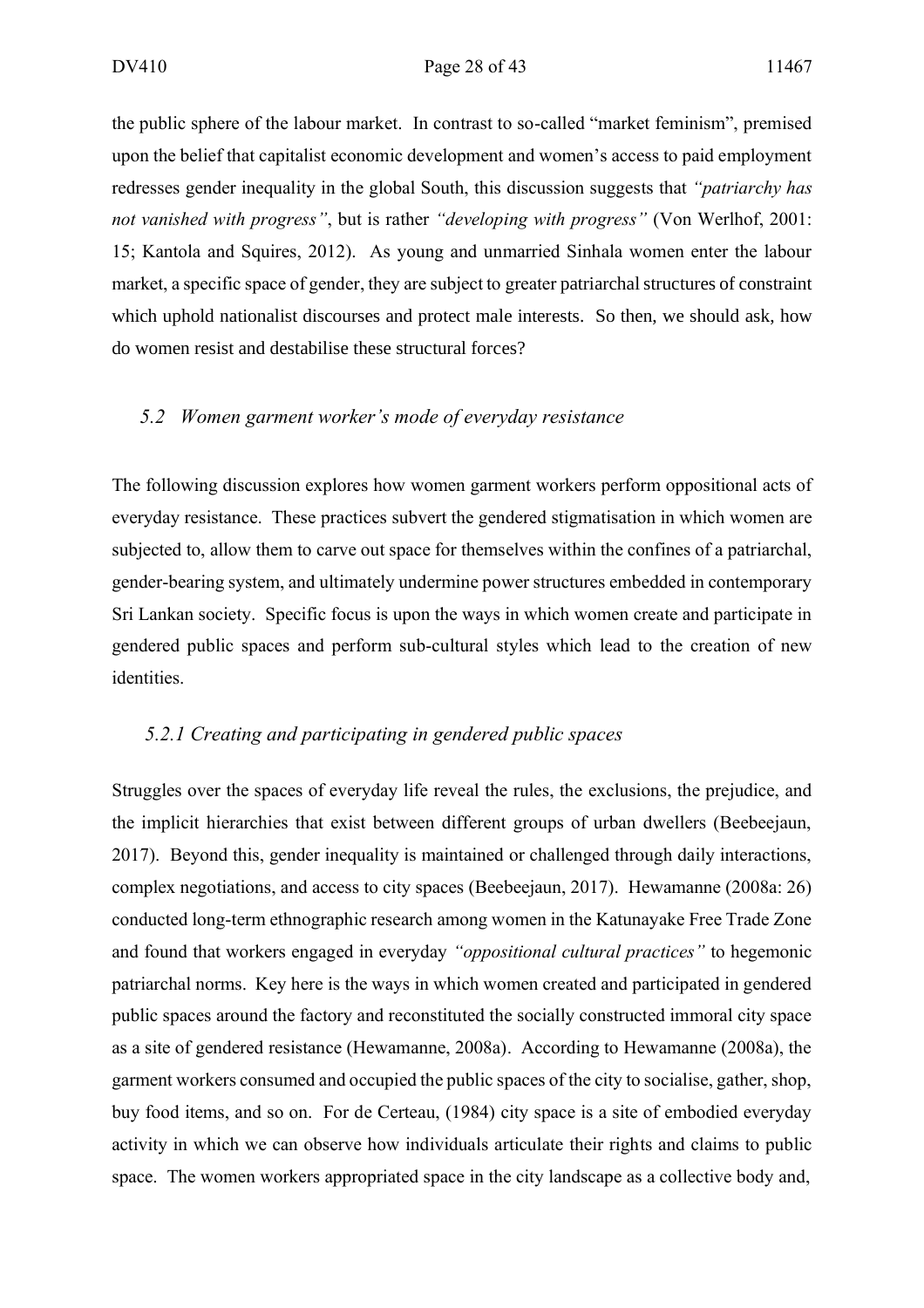the public sphere of the labour market. In contrast to so-called "market feminism", premised upon the belief that capitalist economic development and women's access to paid employment redresses gender inequality in the global South, this discussion suggests that *"patriarchy has not vanished with progress"*, but is rather *"developing with progress"* (Von Werlhof, 2001: 15; Kantola and Squires, 2012). As young and unmarried Sinhala women enter the labour market, a specific space of gender, they are subject to greater patriarchal structures of constraint which uphold nationalist discourses and protect male interests. So then, we should ask, how do women resist and destabilise these structural forces?

### *5.2 Women garment worker's mode of everyday resistance*

The following discussion explores how women garment workers perform oppositional acts of everyday resistance. These practices subvert the gendered stigmatisation in which women are subjected to, allow them to carve out space for themselves within the confines of a patriarchal, gender-bearing system, and ultimately undermine power structures embedded in contemporary Sri Lankan society. Specific focus is upon the ways in which women create and participate in gendered public spaces and perform sub-cultural styles which lead to the creation of new identities.

#### *5.2.1 Creating and participating in gendered public spaces*

Struggles over the spaces of everyday life reveal the rules, the exclusions, the prejudice, and the implicit hierarchies that exist between different groups of urban dwellers (Beebeejaun, 2017). Beyond this, gender inequality is maintained or challenged through daily interactions, complex negotiations, and access to city spaces (Beebeejaun, 2017). Hewamanne (2008a: 26) conducted long-term ethnographic research among women in the Katunayake Free Trade Zone and found that workers engaged in everyday *"oppositional cultural practices"* to hegemonic patriarchal norms. Key here is the ways in which women created and participated in gendered public spaces around the factory and reconstituted the socially constructed immoral city space as a site of gendered resistance (Hewamanne, 2008a). According to Hewamanne (2008a), the garment workers consumed and occupied the public spaces of the city to socialise, gather, shop, buy food items, and so on. For de Certeau, (1984) city space is a site of embodied everyday activity in which we can observe how individuals articulate their rights and claims to public space. The women workers appropriated space in the city landscape as a collective body and,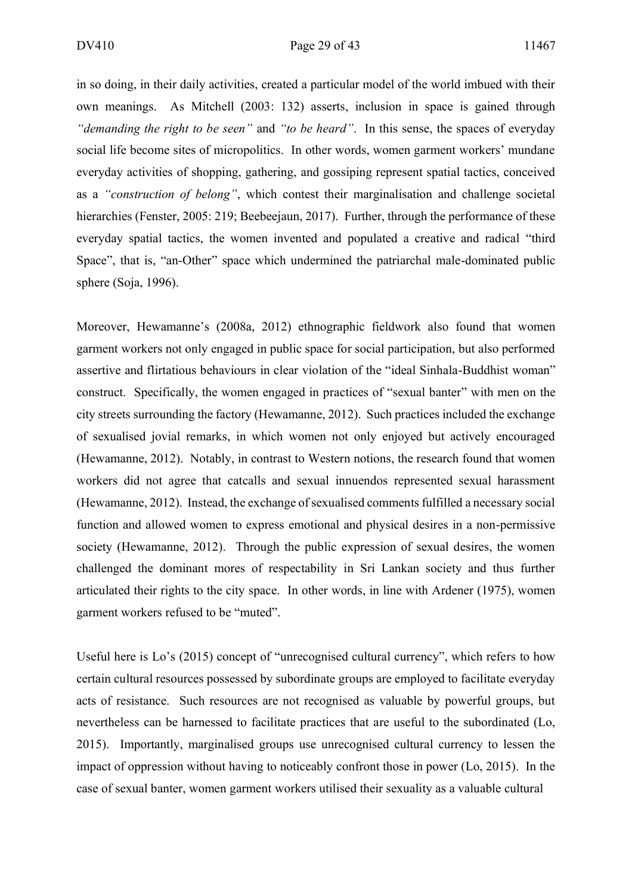in so doing, in their daily activities, created a particular model of the world imbued with their own meanings. As Mitchell (2003: 132) asserts, inclusion in space is gained through *"demanding the right to be seen"* and *"to be heard"*. In this sense, the spaces of everyday social life become sites of micropolitics. In other words, women garment workers' mundane everyday activities of shopping, gathering, and gossiping represent spatial tactics, conceived as a *"construction of belong"*, which contest their marginalisation and challenge societal hierarchies (Fenster, 2005: 219; Beebeejaun, 2017). Further, through the performance of these everyday spatial tactics, the women invented and populated a creative and radical "third Space", that is, "an-Other" space which undermined the patriarchal male-dominated public sphere (Soja, 1996).

Moreover, Hewamanne's (2008a, 2012) ethnographic fieldwork also found that women garment workers not only engaged in public space for social participation, but also performed assertive and flirtatious behaviours in clear violation of the "ideal Sinhala-Buddhist woman" construct. Specifically, the women engaged in practices of "sexual banter" with men on the city streets surrounding the factory (Hewamanne, 2012). Such practices included the exchange of sexualised jovial remarks, in which women not only enjoyed but actively encouraged (Hewamanne, 2012). Notably, in contrast to Western notions, the research found that women workers did not agree that catcalls and sexual innuendos represented sexual harassment (Hewamanne, 2012). Instead, the exchange of sexualised comments fulfilled a necessary social function and allowed women to express emotional and physical desires in a non-permissive society (Hewamanne, 2012). Through the public expression of sexual desires, the women challenged the dominant mores of respectability in Sri Lankan society and thus further articulated their rights to the city space. In other words, in line with Ardener (1975), women garment workers refused to be "muted".

Useful here is Lo's (2015) concept of "unrecognised cultural currency", which refers to how certain cultural resources possessed by subordinate groups are employed to facilitate everyday acts of resistance. Such resources are not recognised as valuable by powerful groups, but nevertheless can be harnessed to facilitate practices that are useful to the subordinated (Lo, 2015). Importantly, marginalised groups use unrecognised cultural currency to lessen the impact of oppression without having to noticeably confront those in power (Lo, 2015). In the case of sexual banter, women garment workers utilised their sexuality as a valuable cultural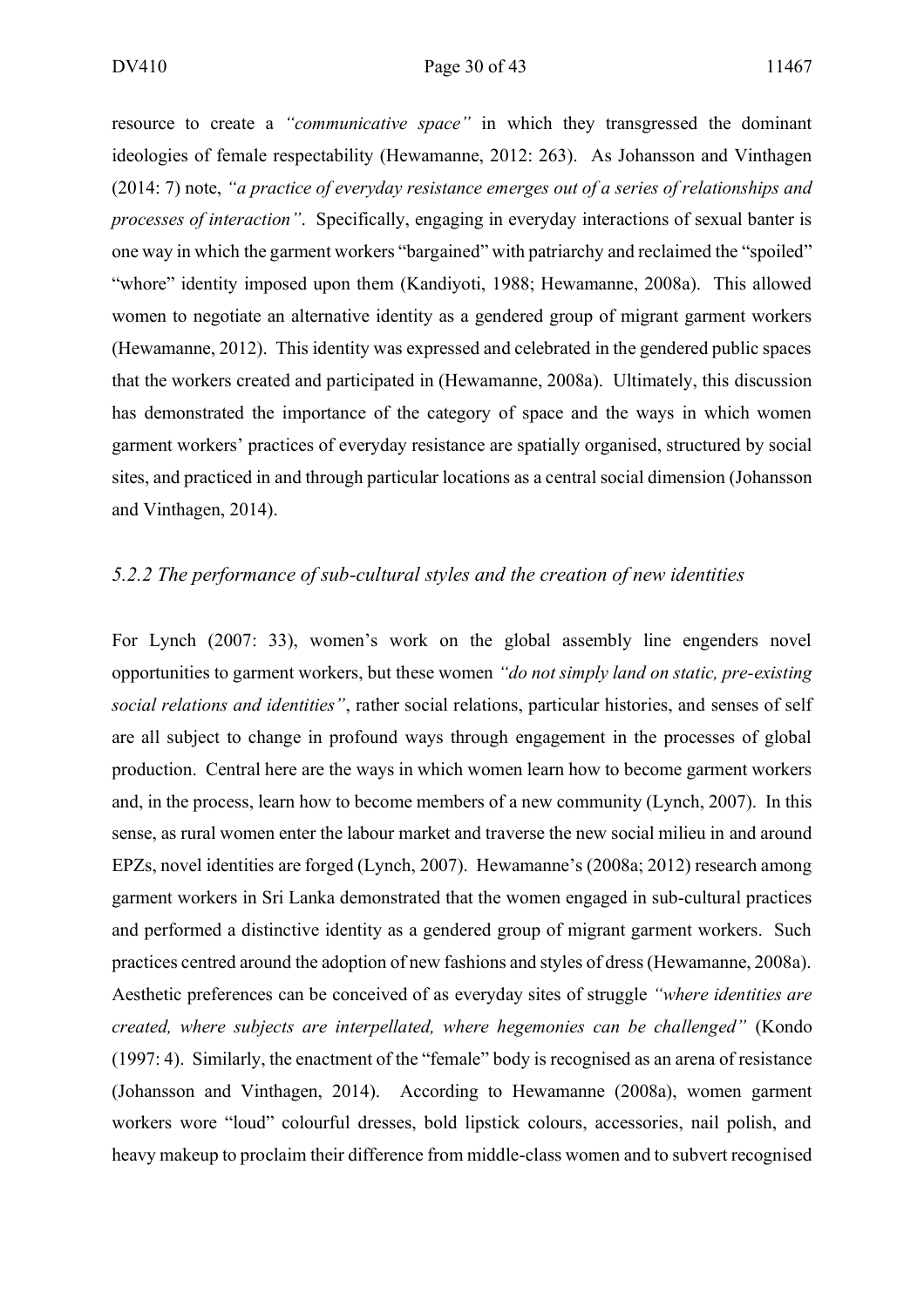resource to create a *"communicative space"* in which they transgressed the dominant ideologies of female respectability (Hewamanne, 2012: 263). As Johansson and Vinthagen (2014: 7) note, *"a practice of everyday resistance emerges out of a series of relationships and processes of interaction"*. Specifically, engaging in everyday interactions of sexual banter is one way in which the garment workers "bargained" with patriarchy and reclaimed the "spoiled" "whore" identity imposed upon them (Kandiyoti, 1988; Hewamanne, 2008a). This allowed women to negotiate an alternative identity as a gendered group of migrant garment workers (Hewamanne, 2012). This identity was expressed and celebrated in the gendered public spaces that the workers created and participated in (Hewamanne, 2008a). Ultimately, this discussion has demonstrated the importance of the category of space and the ways in which women garment workers' practices of everyday resistance are spatially organised, structured by social sites, and practiced in and through particular locations as a central social dimension (Johansson and Vinthagen, 2014).

### *5.2.2 The performance of sub-cultural styles and the creation of new identities*

For Lynch (2007: 33), women's work on the global assembly line engenders novel opportunities to garment workers, but these women *"do not simply land on static, pre-existing social relations and identities"*, rather social relations, particular histories, and senses of self are all subject to change in profound ways through engagement in the processes of global production. Central here are the ways in which women learn how to become garment workers and, in the process, learn how to become members of a new community (Lynch, 2007). In this sense, as rural women enter the labour market and traverse the new social milieu in and around EPZs, novel identities are forged (Lynch, 2007). Hewamanne's (2008a; 2012) research among garment workers in Sri Lanka demonstrated that the women engaged in sub-cultural practices and performed a distinctive identity as a gendered group of migrant garment workers. Such practices centred around the adoption of new fashions and styles of dress (Hewamanne, 2008a). Aesthetic preferences can be conceived of as everyday sites of struggle *"where identities are created, where subjects are interpellated, where hegemonies can be challenged"* (Kondo (1997: 4). Similarly, the enactment of the "female" body is recognised as an arena of resistance (Johansson and Vinthagen, 2014). According to Hewamanne (2008a), women garment workers wore "loud" colourful dresses, bold lipstick colours, accessories, nail polish, and heavy makeup to proclaim their difference from middle-class women and to subvert recognised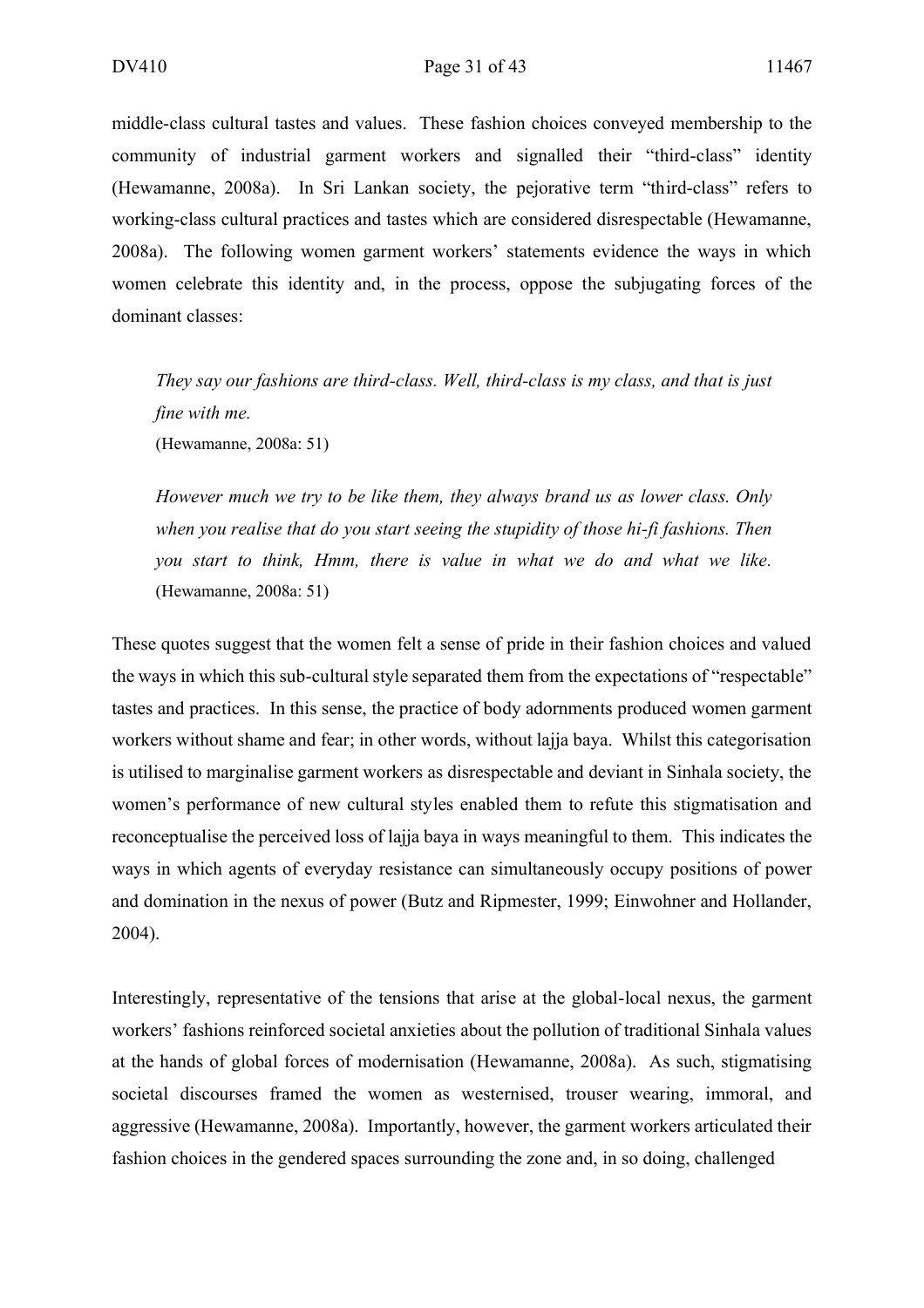middle-class cultural tastes and values. These fashion choices conveyed membership to the community of industrial garment workers and signalled their "third-class" identity (Hewamanne, 2008a). In Sri Lankan society, the pejorative term "third-class" refers to working-class cultural practices and tastes which are considered disrespectable (Hewamanne, 2008a). The following women garment workers' statements evidence the ways in which women celebrate this identity and, in the process, oppose the subjugating forces of the dominant classes:

> *They say our fashions are third-class. Well, third-class is my class, and that is just fine with me.*
> (Hewamanne, 2008a: 51)

> *However much we try to be like them, they always brand us as lower class. Only when you realise that do you start seeing the stupidity of those hi-fi fashions. Then you start to think, Hmm, there is value in what we do and what we like.* (Hewamanne, 2008a: 51)

These quotes suggest that the women felt a sense of pride in their fashion choices and valued the ways in which this sub-cultural style separated them from the expectations of "respectable" tastes and practices. In this sense, the practice of body adornments produced women garment workers without shame and fear; in other words, without lajja baya. Whilst this categorisation is utilised to marginalise garment workers as disrespectable and deviant in Sinhala society, the women's performance of new cultural styles enabled them to refute this stigmatisation and reconceptualise the perceived loss of lajja baya in ways meaningful to them. This indicates the ways in which agents of everyday resistance can simultaneously occupy positions of power and domination in the nexus of power (Butz and Ripmester, 1999; Einwohner and Hollander, 2004).

Interestingly, representative of the tensions that arise at the global-local nexus, the garment workers' fashions reinforced societal anxieties about the pollution of traditional Sinhala values at the hands of global forces of modernisation (Hewamanne, 2008a). As such, stigmatising societal discourses framed the women as westernised, trouser wearing, immoral, and aggressive (Hewamanne, 2008a). Importantly, however, the garment workers articulated their fashion choices in the gendered spaces surrounding the zone and, in so doing, challenged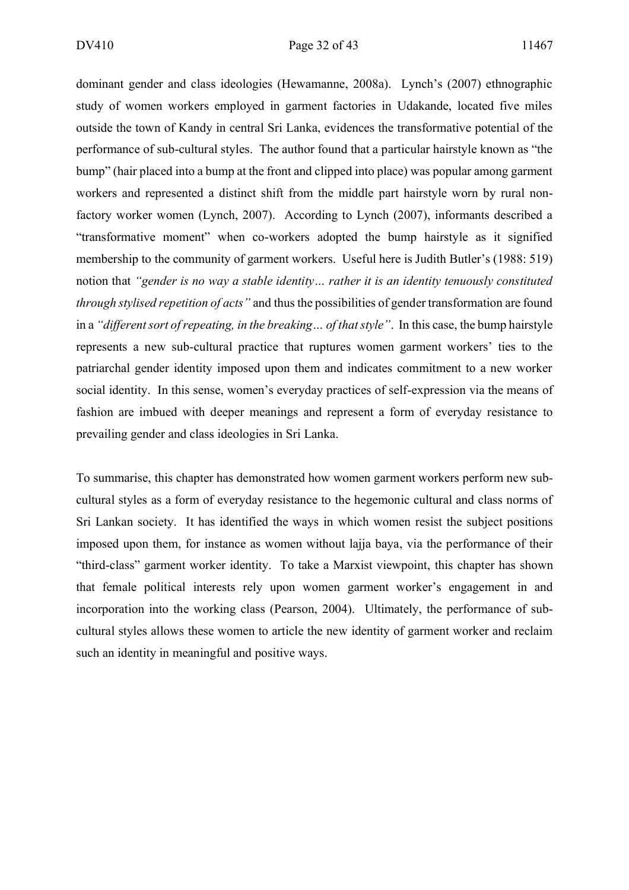dominant gender and class ideologies (Hewamanne, 2008a). Lynch's (2007) ethnographic study of women workers employed in garment factories in Udakande, located five miles outside the town of Kandy in central Sri Lanka, evidences the transformative potential of the performance of sub-cultural styles. The author found that a particular hairstyle known as "the bump" (hair placed into a bump at the front and clipped into place) was popular among garment workers and represented a distinct shift from the middle part hairstyle worn by rural non-factory worker women (Lynch, 2007). According to Lynch (2007), informants described a "transformative moment" when co-workers adopted the bump hairstyle as it signified membership to the community of garment workers. Useful here is Judith Butler's (1988: 519) notion that *"gender is no way a stable identity… rather it is an identity tenuously constituted through stylised repetition of acts"* and thus the possibilities of gender transformation are found in a *"different sort of repeating, in the breaking… of that style"*. In this case, the bump hairstyle represents a new sub-cultural practice that ruptures women garment workers' ties to the patriarchal gender identity imposed upon them and indicates commitment to a new worker social identity. In this sense, women's everyday practices of self-expression via the means of fashion are imbued with deeper meanings and represent a form of everyday resistance to prevailing gender and class ideologies in Sri Lanka.

To summarise, this chapter has demonstrated how women garment workers perform new sub-cultural styles as a form of everyday resistance to the hegemonic cultural and class norms of Sri Lankan society. It has identified the ways in which women resist the subject positions imposed upon them, for instance as women without lajja baya, via the performance of their "third-class" garment worker identity. To take a Marxist viewpoint, this chapter has shown that female political interests rely upon women garment worker's engagement in and incorporation into the working class (Pearson, 2004). Ultimately, the performance of sub-cultural styles allows these women to article the new identity of garment worker and reclaim such an identity in meaningful and positive ways.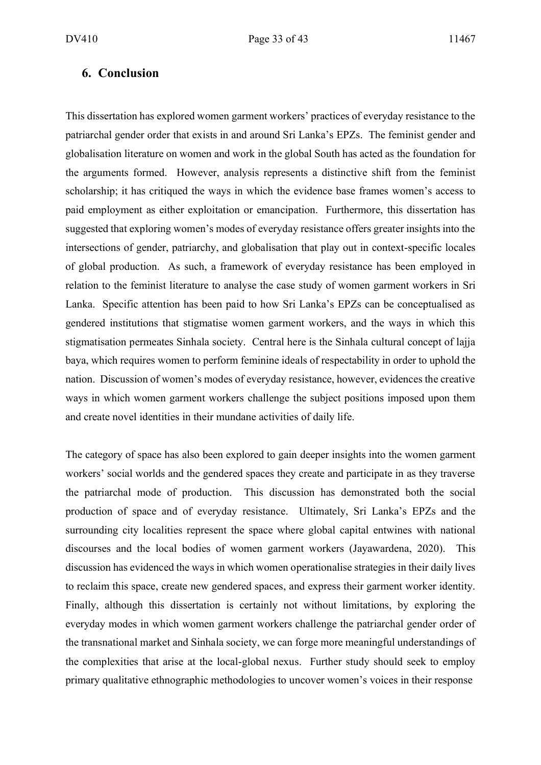## 6. Conclusion

This dissertation has explored women garment workers' practices of everyday resistance to the patriarchal gender order that exists in and around Sri Lanka's EPZs. The feminist gender and globalisation literature on women and work in the global South has acted as the foundation for the arguments formed. However, analysis represents a distinctive shift from the feminist scholarship; it has critiqued the ways in which the evidence base frames women's access to paid employment as either exploitation or emancipation. Furthermore, this dissertation has suggested that exploring women's modes of everyday resistance offers greater insights into the intersections of gender, patriarchy, and globalisation that play out in context-specific locales of global production. As such, a framework of everyday resistance has been employed in relation to the feminist literature to analyse the case study of women garment workers in Sri Lanka. Specific attention has been paid to how Sri Lanka's EPZs can be conceptualised as gendered institutions that stigmatise women garment workers, and the ways in which this stigmatisation permeates Sinhala society. Central here is the Sinhala cultural concept of lajja baya, which requires women to perform feminine ideals of respectability in order to uphold the nation. Discussion of women's modes of everyday resistance, however, evidences the creative ways in which women garment workers challenge the subject positions imposed upon them and create novel identities in their mundane activities of daily life.

The category of space has also been explored to gain deeper insights into the women garment workers' social worlds and the gendered spaces they create and participate in as they traverse the patriarchal mode of production. This discussion has demonstrated both the social production of space and of everyday resistance. Ultimately, Sri Lanka's EPZs and the surrounding city localities represent the space where global capital entwines with national discourses and the local bodies of women garment workers (Jayawardena, 2020). This discussion has evidenced the ways in which women operationalise strategies in their daily lives to reclaim this space, create new gendered spaces, and express their garment worker identity. Finally, although this dissertation is certainly not without limitations, by exploring the everyday modes in which women garment workers challenge the patriarchal gender order of the transnational market and Sinhala society, we can forge more meaningful understandings of the complexities that arise at the local-global nexus. Further study should seek to employ primary qualitative ethnographic methodologies to uncover women's voices in their response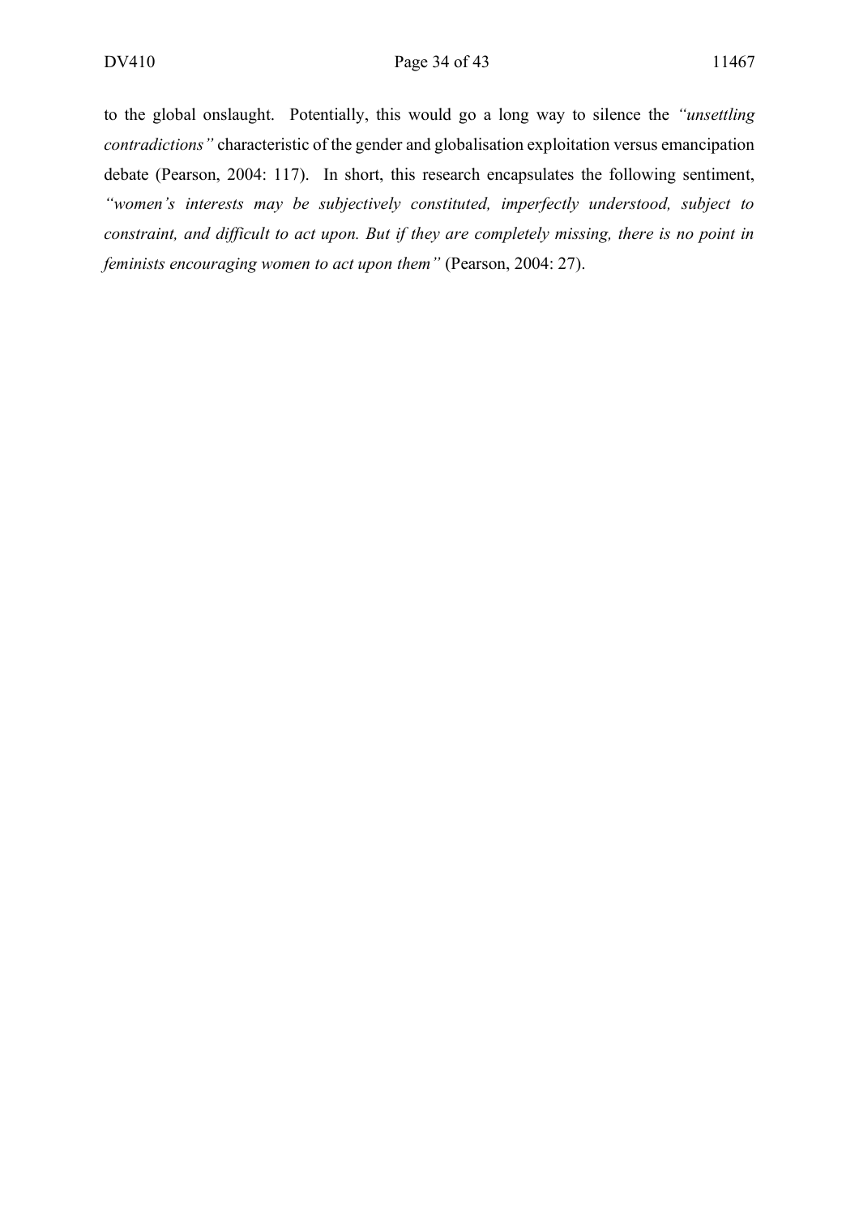to the global onslaught. Potentially, this would go a long way to silence the *"unsettling contradictions"* characteristic of the gender and globalisation exploitation versus emancipation debate (Pearson, 2004: 117). In short, this research encapsulates the following sentiment, *"women's interests may be subjectively constituted, imperfectly understood, subject to constraint, and difficult to act upon. But if they are completely missing, there is no point in feminists encouraging women to act upon them"* (Pearson, 2004: 27).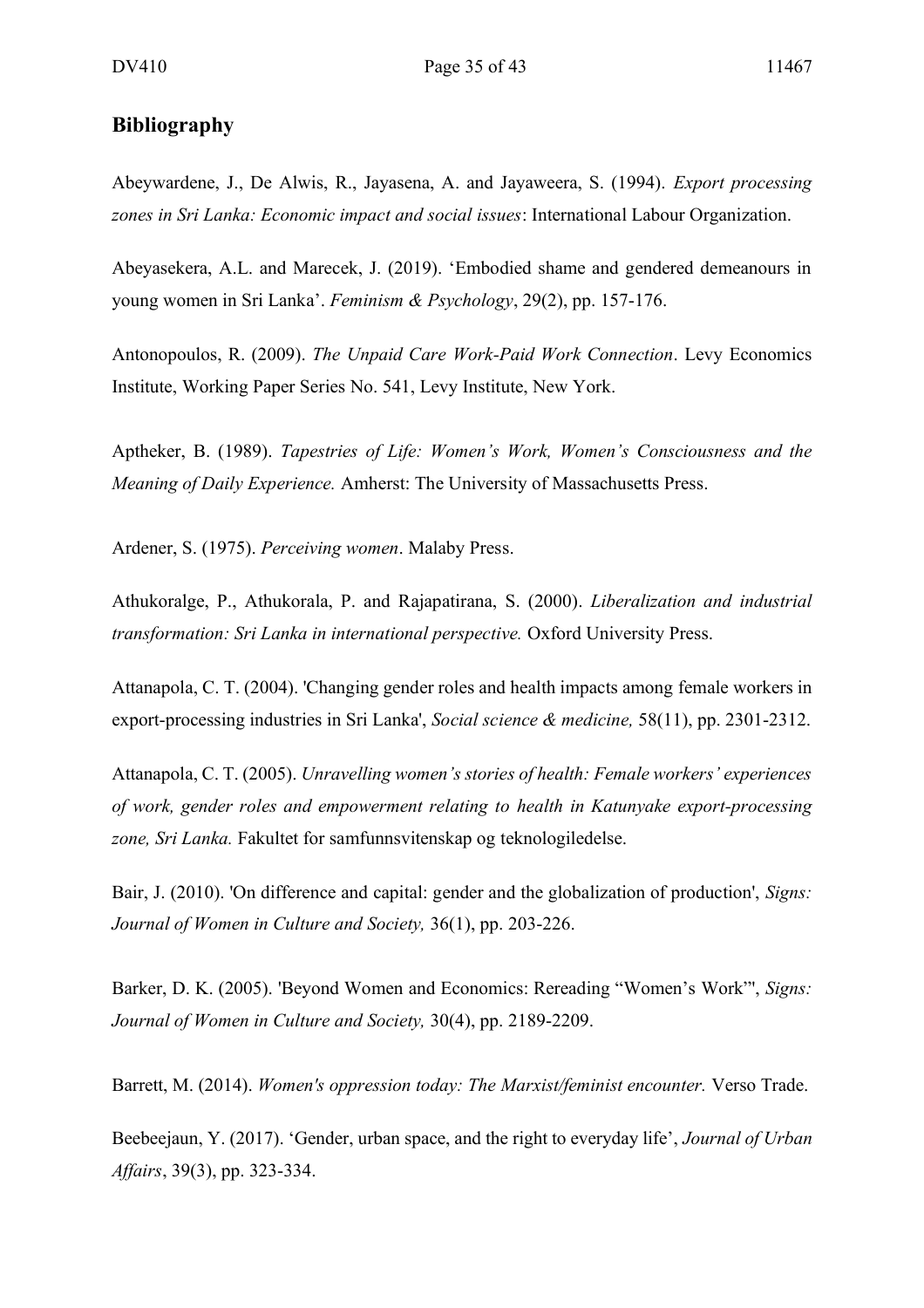## Bibliography

Abeywardene, J., De Alwis, R., Jayasena, A. and Jayaweera, S. (1994). *Export processing zones in Sri Lanka: Economic impact and social issues*: International Labour Organization.

Abeyasekera, A.L. and Marecek, J. (2019). 'Embodied shame and gendered demeanours in young women in Sri Lanka'. *Feminism & Psychology*, 29(2), pp. 157-176.

Antonopoulos, R. (2009). *The Unpaid Care Work-Paid Work Connection*. Levy Economics Institute, Working Paper Series No. 541, Levy Institute, New York.

Aptheker, B. (1989). *Tapestries of Life: Women's Work, Women's Consciousness and the Meaning of Daily Experience.* Amherst: The University of Massachusetts Press.

Ardener, S. (1975). *Perceiving women*. Malaby Press.

Athukoralge, P., Athukorala, P. and Rajapatirana, S. (2000). *Liberalization and industrial transformation: Sri Lanka in international perspective.* Oxford University Press.

Attanapola, C. T. (2004). 'Changing gender roles and health impacts among female workers in export-processing industries in Sri Lanka', *Social science & medicine,* 58(11), pp. 2301-2312.

Attanapola, C. T. (2005). *Unravelling women's stories of health: Female workers' experiences of work, gender roles and empowerment relating to health in Katunyake export-processing zone, Sri Lanka.* Fakultet for samfunnsvitenskap og teknologiledelse.

Bair, J. (2010). 'On difference and capital: gender and the globalization of production', *Signs: Journal of Women in Culture and Society,* 36(1), pp. 203-226.

Barker, D. K. (2005). 'Beyond Women and Economics: Rereading "Women's Work"', *Signs: Journal of Women in Culture and Society,* 30(4), pp. 2189-2209.

Barrett, M. (2014). *Women's oppression today: The Marxist/feminist encounter.* Verso Trade.

Beebeejaun, Y. (2017). 'Gender, urban space, and the right to everyday life', *Journal of Urban Affairs*, 39(3), pp. 323-334.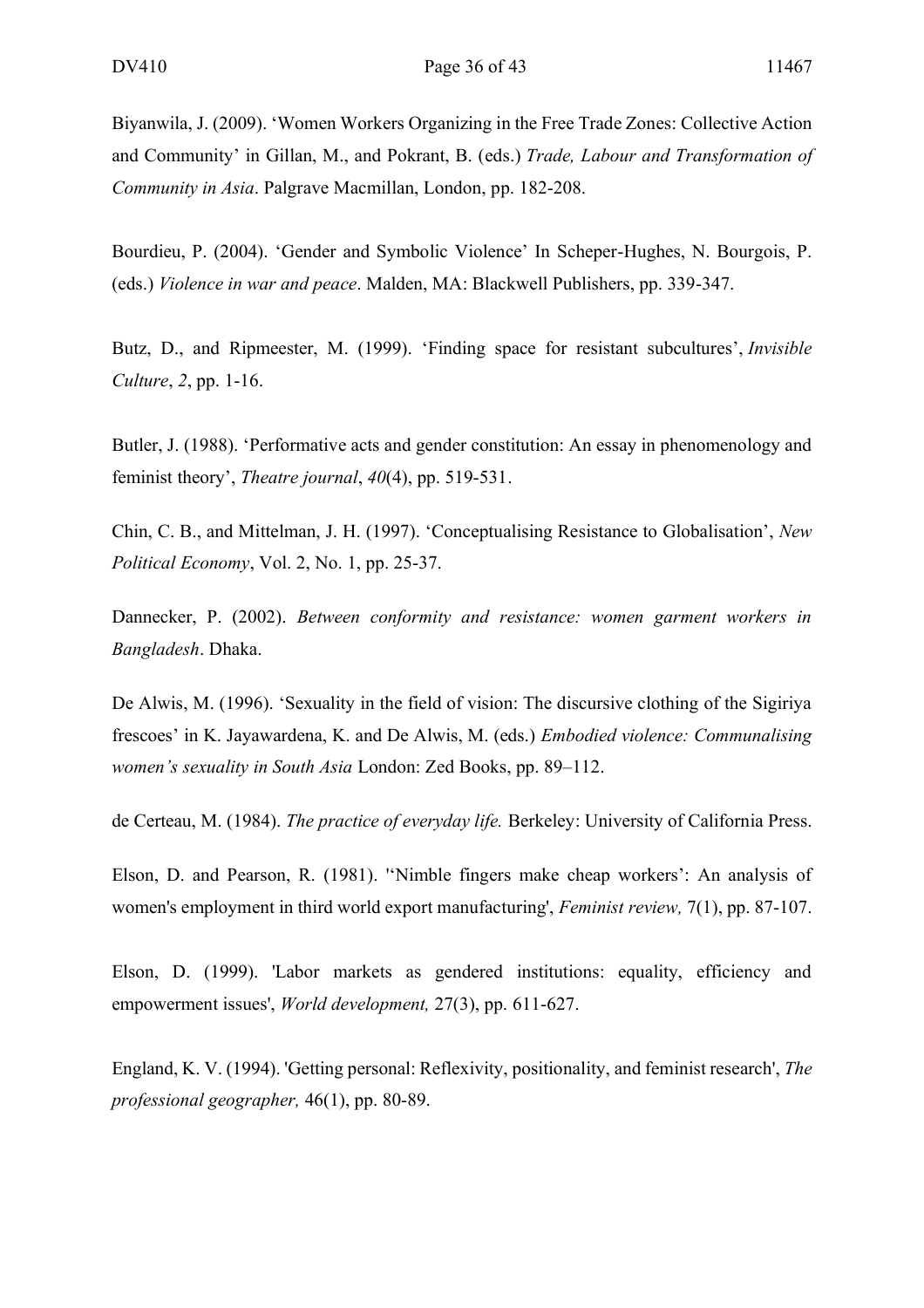Biyanwila, J. (2009). ‘Women Workers Organizing in the Free Trade Zones: Collective Action and Community’ in Gillan, M., and Pokrant, B. (eds.) *Trade, Labour and Transformation of Community in Asia*. Palgrave Macmillan, London, pp. 182-208.

Bourdieu, P. (2004). ‘Gender and Symbolic Violence’ In Scheper-Hughes, N. Bourgois, P. (eds.) *Violence in war and peace*. Malden, MA: Blackwell Publishers, pp. 339-347.

Butz, D., and Ripmeester, M. (1999). ‘Finding space for resistant subcultures’, *Invisible Culture*, *2*, pp. 1-16.

Butler, J. (1988). ‘Performative acts and gender constitution: An essay in phenomenology and feminist theory’, *Theatre journal*, *40*(4), pp. 519-531.

Chin, C. B., and Mittelman, J. H. (1997). ‘Conceptualising Resistance to Globalisation’, *New Political Economy*, Vol. 2, No. 1, pp. 25-37.

Dannecker, P. (2002). *Between conformity and resistance: women garment workers in Bangladesh*. Dhaka.

De Alwis, M. (1996). ‘Sexuality in the field of vision: The discursive clothing of the Sigiriya frescoes’ in K. Jayawardena, K. and De Alwis, M. (eds.) *Embodied violence: Communalising women’s sexuality in South Asia* London: Zed Books, pp. 89–112.

de Certeau, M. (1984). *The practice of everyday life.* Berkeley: University of California Press.

Elson, D. and Pearson, R. (1981). '‘Nimble fingers make cheap workers’: An analysis of women's employment in third world export manufacturing', *Feminist review,* 7(1), pp. 87-107.

Elson, D. (1999). 'Labor markets as gendered institutions: equality, efficiency and empowerment issues', *World development,* 27(3), pp. 611-627.

England, K. V. (1994). 'Getting personal: Reflexivity, positionality, and feminist research', *The professional geographer,* 46(1), pp. 80-89.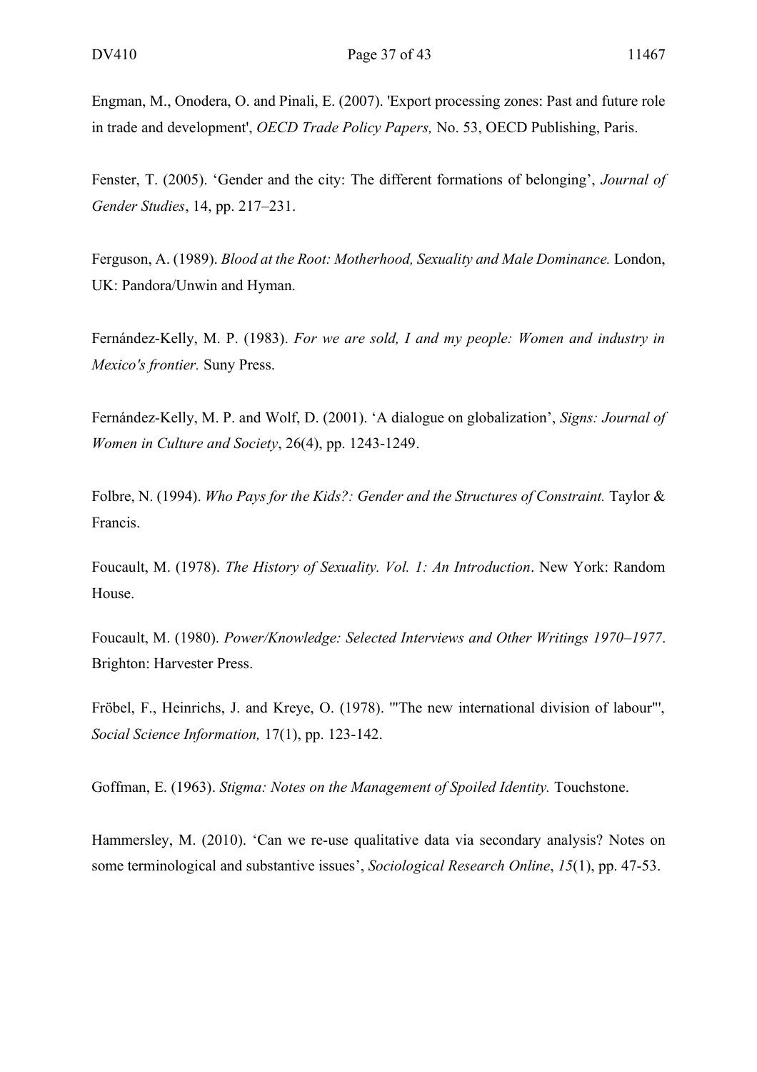Engman, M., Onodera, O. and Pinali, E. (2007). 'Export processing zones: Past and future role in trade and development', *OECD Trade Policy Papers,* No. 53, OECD Publishing, Paris.

Fenster, T. (2005). 'Gender and the city: The different formations of belonging', *Journal of Gender Studies*, 14, pp. 217–231.

Ferguson, A. (1989). *Blood at the Root: Motherhood, Sexuality and Male Dominance.* London, UK: Pandora/Unwin and Hyman.

Fernández-Kelly, M. P. (1983). *For we are sold, I and my people: Women and industry in Mexico's frontier.* Suny Press.

Fernández-Kelly, M. P. and Wolf, D. (2001). 'A dialogue on globalization', *Signs: Journal of Women in Culture and Society*, 26(4), pp. 1243-1249.

Folbre, N. (1994). *Who Pays for the Kids?: Gender and the Structures of Constraint.* Taylor & Francis.

Foucault, M. (1978). *The History of Sexuality. Vol. 1: An Introduction*. New York: Random House.

Foucault, M. (1980). *Power/Knowledge: Selected Interviews and Other Writings 1970–1977*. Brighton: Harvester Press.

Fröbel, F., Heinrichs, J. and Kreye, O. (1978). '"The new international division of labour"', *Social Science Information,* 17(1), pp. 123-142.

Goffman, E. (1963). *Stigma: Notes on the Management of Spoiled Identity.* Touchstone.

Hammersley, M. (2010). 'Can we re-use qualitative data via secondary analysis? Notes on some terminological and substantive issues', *Sociological Research Online*, *15*(1), pp. 47-53.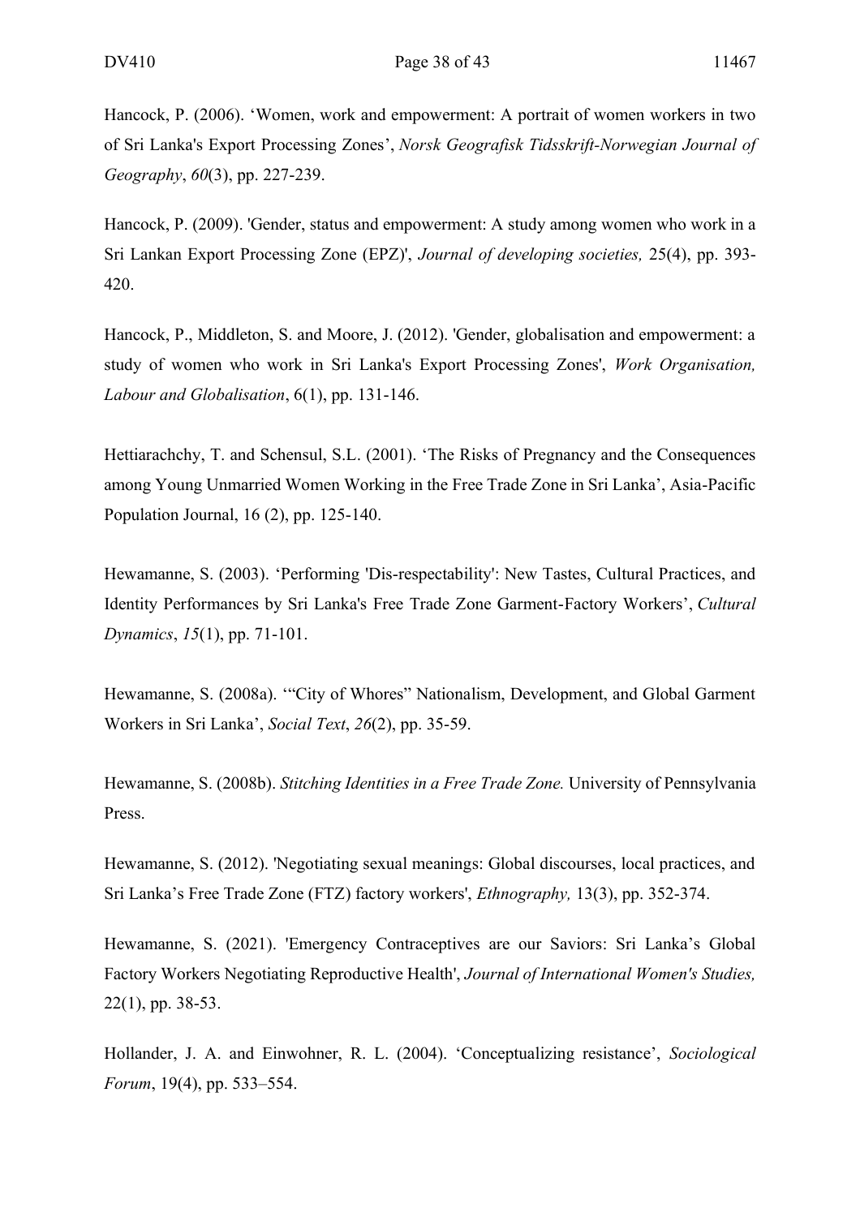Hancock, P. (2006). 'Women, work and empowerment: A portrait of women workers in two of Sri Lanka's Export Processing Zones', *Norsk Geografisk Tidsskrift-Norwegian Journal of Geography*, *60*(3), pp. 227-239.

Hancock, P. (2009). 'Gender, status and empowerment: A study among women who work in a Sri Lankan Export Processing Zone (EPZ)', *Journal of developing societies,* 25(4), pp. 393-420.

Hancock, P., Middleton, S. and Moore, J. (2012). 'Gender, globalisation and empowerment: a study of women who work in Sri Lanka's Export Processing Zones', *Work Organisation, Labour and Globalisation*, 6(1), pp. 131-146.

Hettiarachchy, T. and Schensul, S.L. (2001). 'The Risks of Pregnancy and the Consequences among Young Unmarried Women Working in the Free Trade Zone in Sri Lanka', Asia-Pacific Population Journal, 16 (2), pp. 125-140.

Hewamanne, S. (2003). 'Performing 'Dis-respectability': New Tastes, Cultural Practices, and Identity Performances by Sri Lanka's Free Trade Zone Garment-Factory Workers', *Cultural Dynamics*, *15*(1), pp. 71-101.

Hewamanne, S. (2008a). '"City of Whores" Nationalism, Development, and Global Garment Workers in Sri Lanka', *Social Text*, *26*(2), pp. 35-59.

Hewamanne, S. (2008b). *Stitching Identities in a Free Trade Zone.* University of Pennsylvania Press.

Hewamanne, S. (2012). 'Negotiating sexual meanings: Global discourses, local practices, and Sri Lanka's Free Trade Zone (FTZ) factory workers', *Ethnography,* 13(3), pp. 352-374.

Hewamanne, S. (2021). 'Emergency Contraceptives are our Saviors: Sri Lanka's Global Factory Workers Negotiating Reproductive Health', *Journal of International Women's Studies,* 22(1), pp. 38-53.

Hollander, J. A. and Einwohner, R. L. (2004). 'Conceptualizing resistance', *Sociological Forum*, 19(4), pp. 533–554.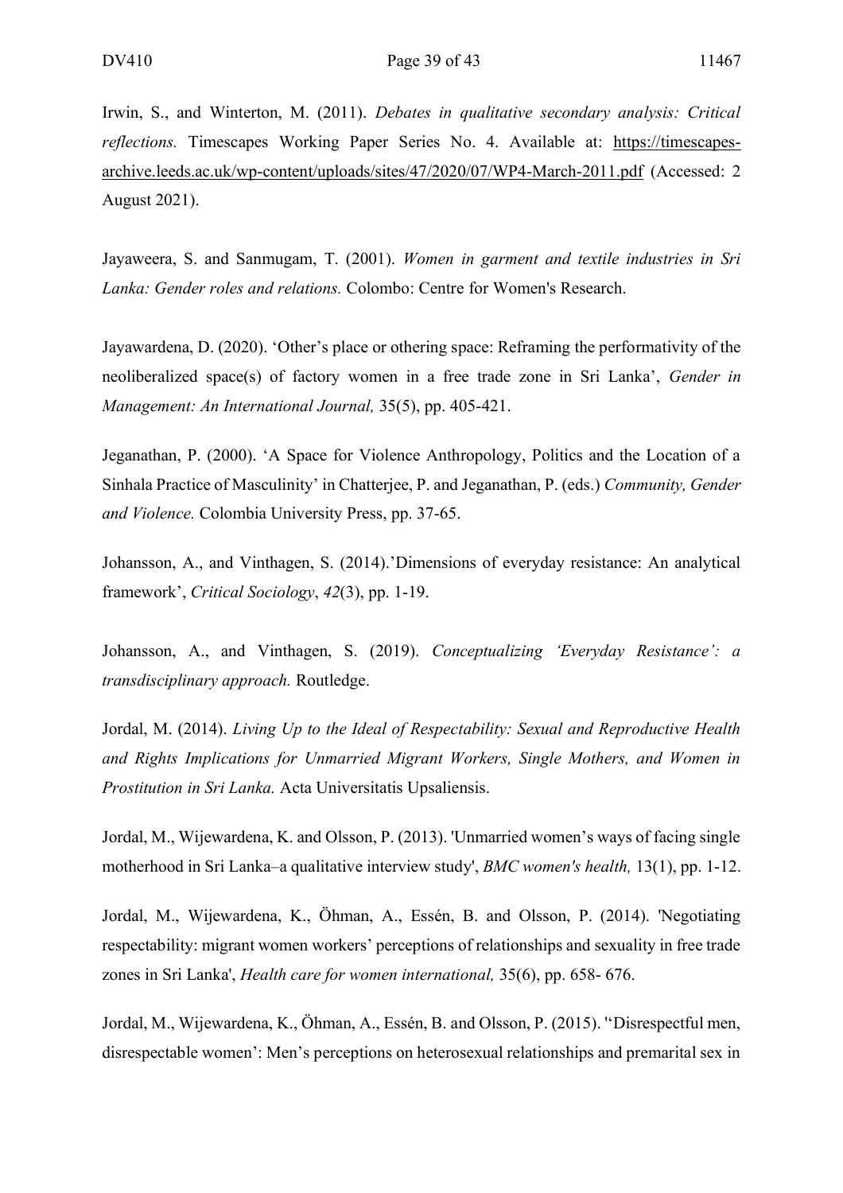Irwin, S., and Winterton, M. (2011). *Debates in qualitative secondary analysis: Critical reflections.* Timescapes Working Paper Series No. 4. Available at: https://timescapes-archive.leeds.ac.uk/wp-content/uploads/sites/47/2020/07/WP4-March-2011.pdf (Accessed: 2 August 2021).

Jayaweera, S. and Sanmugam, T. (2001). *Women in garment and textile industries in Sri Lanka: Gender roles and relations.* Colombo: Centre for Women's Research.

Jayawardena, D. (2020). 'Other's place or othering space: Reframing the performativity of the neoliberalized space(s) of factory women in a free trade zone in Sri Lanka', *Gender in Management: An International Journal,* 35(5), pp. 405-421.

Jeganathan, P. (2000). 'A Space for Violence Anthropology, Politics and the Location of a Sinhala Practice of Masculinity' in Chatterjee, P. and Jeganathan, P. (eds.) *Community, Gender and Violence.* Colombia University Press, pp. 37-65.

Johansson, A., and Vinthagen, S. (2014).'Dimensions of everyday resistance: An analytical framework', *Critical Sociology*, *42*(3), pp. 1-19.

Johansson, A., and Vinthagen, S. (2019). *Conceptualizing 'Everyday Resistance': a transdisciplinary approach.* Routledge.

Jordal, M. (2014). *Living Up to the Ideal of Respectability: Sexual and Reproductive Health and Rights Implications for Unmarried Migrant Workers, Single Mothers, and Women in Prostitution in Sri Lanka.* Acta Universitatis Upsaliensis.

Jordal, M., Wijewardena, K. and Olsson, P. (2013). 'Unmarried women's ways of facing single motherhood in Sri Lanka–a qualitative interview study', *BMC women's health,* 13(1), pp. 1-12.

Jordal, M., Wijewardena, K., Öhman, A., Essén, B. and Olsson, P. (2014). 'Negotiating respectability: migrant women workers' perceptions of relationships and sexuality in free trade zones in Sri Lanka', *Health care for women international,* 35(6), pp. 658- 676.

Jordal, M., Wijewardena, K., Öhman, A., Essén, B. and Olsson, P. (2015). ''Disrespectful men, disrespectable women': Men's perceptions on heterosexual relationships and premarital sex in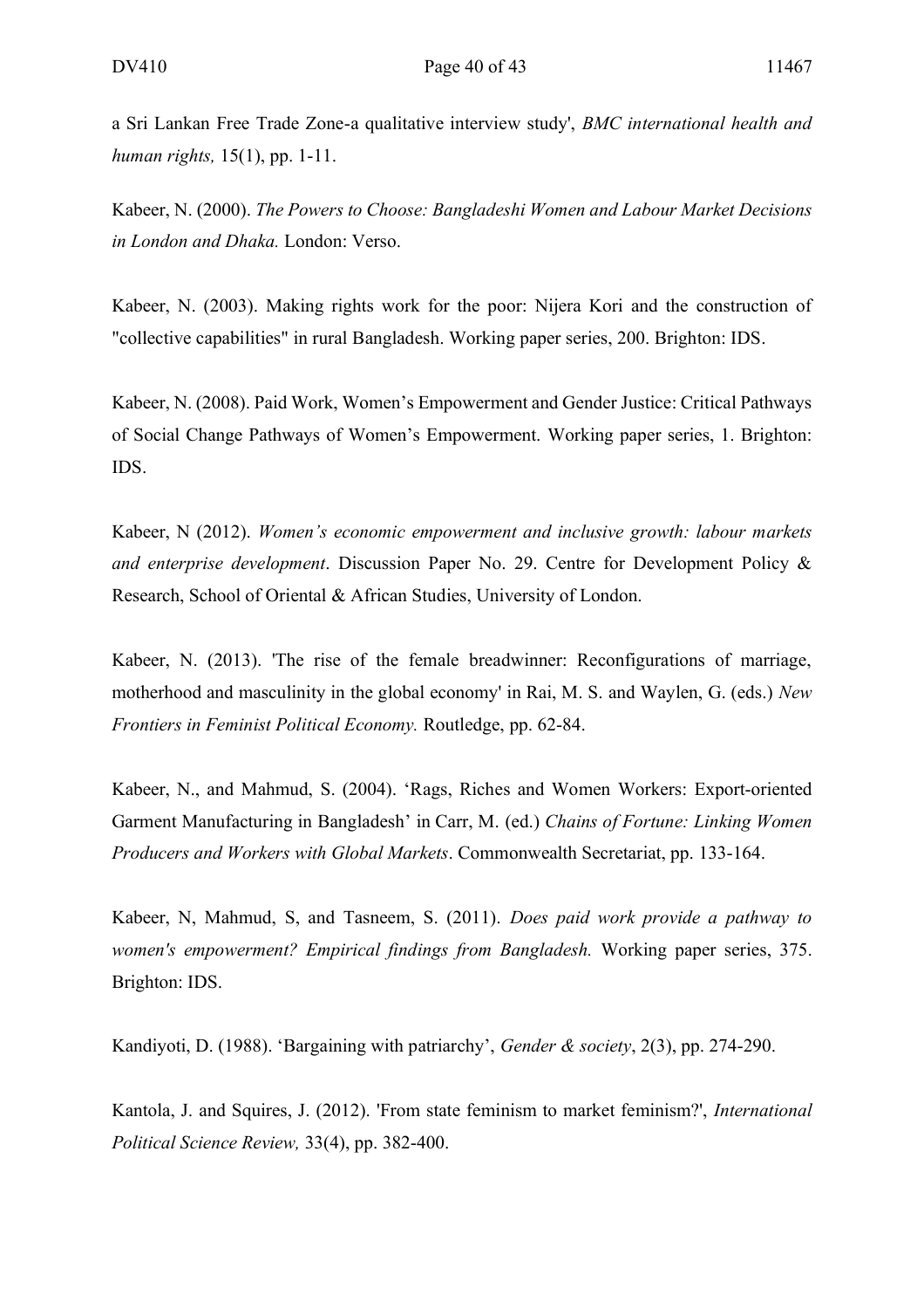a Sri Lankan Free Trade Zone-a qualitative interview study', *BMC international health and human rights,* 15(1), pp. 1-11.

Kabeer, N. (2000). *The Powers to Choose: Bangladeshi Women and Labour Market Decisions in London and Dhaka.* London: Verso.

Kabeer, N. (2003). Making rights work for the poor: Nijera Kori and the construction of "collective capabilities" in rural Bangladesh. Working paper series, 200. Brighton: IDS.

Kabeer, N. (2008). Paid Work, Women's Empowerment and Gender Justice: Critical Pathways of Social Change Pathways of Women's Empowerment. Working paper series, 1. Brighton: IDS.

Kabeer, N (2012). *Women's economic empowerment and inclusive growth: labour markets and enterprise development*. Discussion Paper No. 29. Centre for Development Policy & Research, School of Oriental & African Studies, University of London.

Kabeer, N. (2013). 'The rise of the female breadwinner: Reconfigurations of marriage, motherhood and masculinity in the global economy' in Rai, M. S. and Waylen, G. (eds.) *New Frontiers in Feminist Political Economy.* Routledge, pp. 62-84.

Kabeer, N., and Mahmud, S. (2004). 'Rags, Riches and Women Workers: Export-oriented Garment Manufacturing in Bangladesh' in Carr, M. (ed.) *Chains of Fortune: Linking Women Producers and Workers with Global Markets*. Commonwealth Secretariat, pp. 133-164.

Kabeer, N, Mahmud, S, and Tasneem, S. (2011). *Does paid work provide a pathway to women's empowerment? Empirical findings from Bangladesh.* Working paper series, 375. Brighton: IDS.

Kandiyoti, D. (1988). 'Bargaining with patriarchy', *Gender & society*, 2(3), pp. 274-290.

Kantola, J. and Squires, J. (2012). 'From state feminism to market feminism?', *International Political Science Review,* 33(4), pp. 382-400.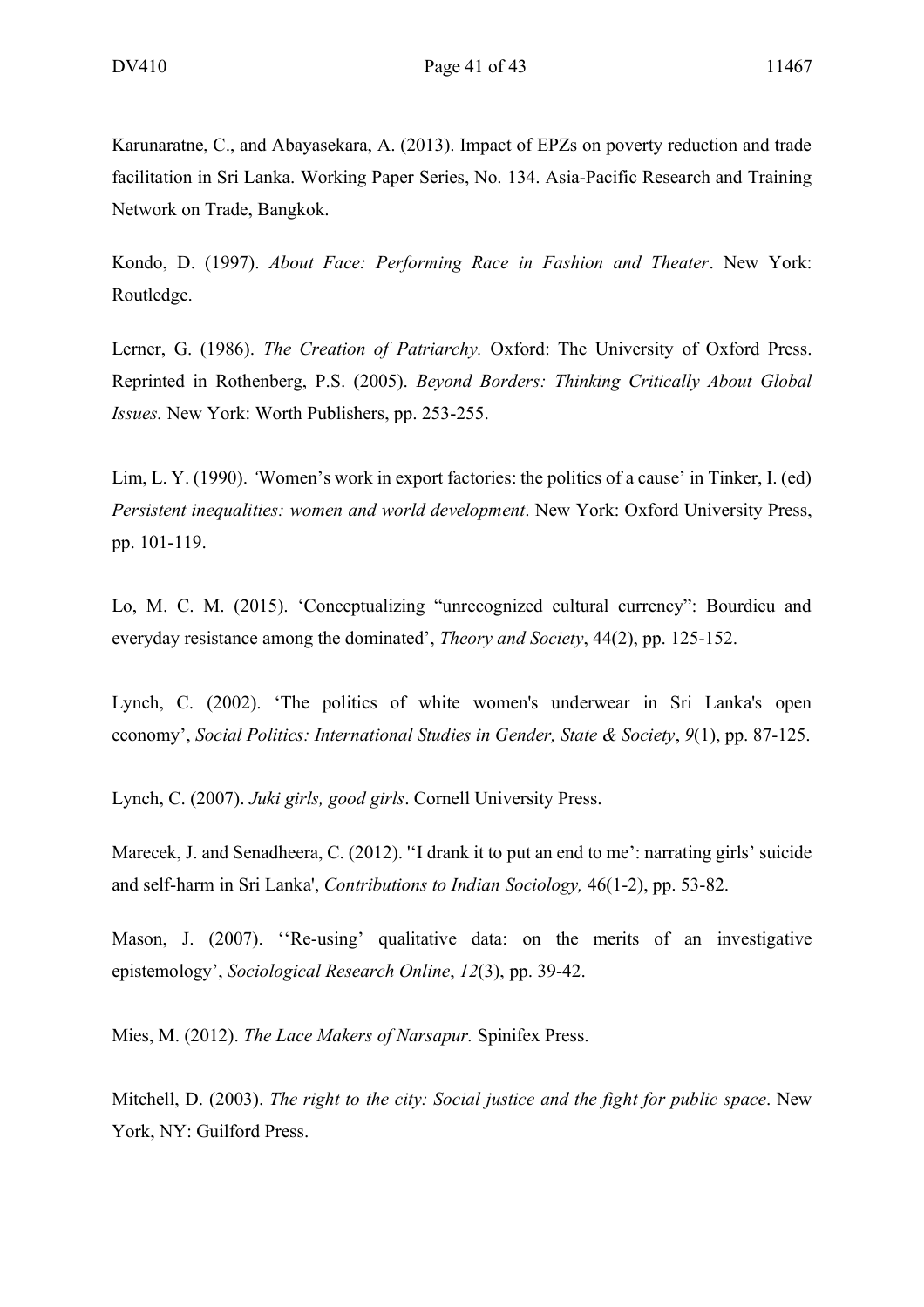Karunaratne, C., and Abayasekara, A. (2013). Impact of EPZs on poverty reduction and trade facilitation in Sri Lanka. Working Paper Series, No. 134. Asia-Pacific Research and Training Network on Trade, Bangkok.

Kondo, D. (1997). *About Face: Performing Race in Fashion and Theater*. New York: Routledge.

Lerner, G. (1986). *The Creation of Patriarchy.* Oxford: The University of Oxford Press. Reprinted in Rothenberg, P.S. (2005). *Beyond Borders: Thinking Critically About Global Issues.* New York: Worth Publishers, pp. 253-255.

Lim, L. Y. (1990). *'*Women's work in export factories: the politics of a cause' in Tinker, I. (ed) *Persistent inequalities: women and world development*. New York: Oxford University Press, pp. 101-119.

Lo, M. C. M. (2015). 'Conceptualizing "unrecognized cultural currency": Bourdieu and everyday resistance among the dominated', *Theory and Society*, 44(2), pp. 125-152.

Lynch, C. (2002). 'The politics of white women's underwear in Sri Lanka's open economy', *Social Politics: International Studies in Gender, State & Society*, *9*(1), pp. 87-125.

Lynch, C. (2007). *Juki girls, good girls*. Cornell University Press.

Marecek, J. and Senadheera, C. (2012). ''I drank it to put an end to me': narrating girls' suicide and self-harm in Sri Lanka', *Contributions to Indian Sociology,* 46(1-2), pp. 53-82.

Mason, J. (2007). ''Re-using' qualitative data: on the merits of an investigative epistemology', *Sociological Research Online*, *12*(3), pp. 39-42.

Mies, M. (2012). *The Lace Makers of Narsapur.* Spinifex Press.

Mitchell, D. (2003). *The right to the city: Social justice and the fight for public space*. New York, NY: Guilford Press.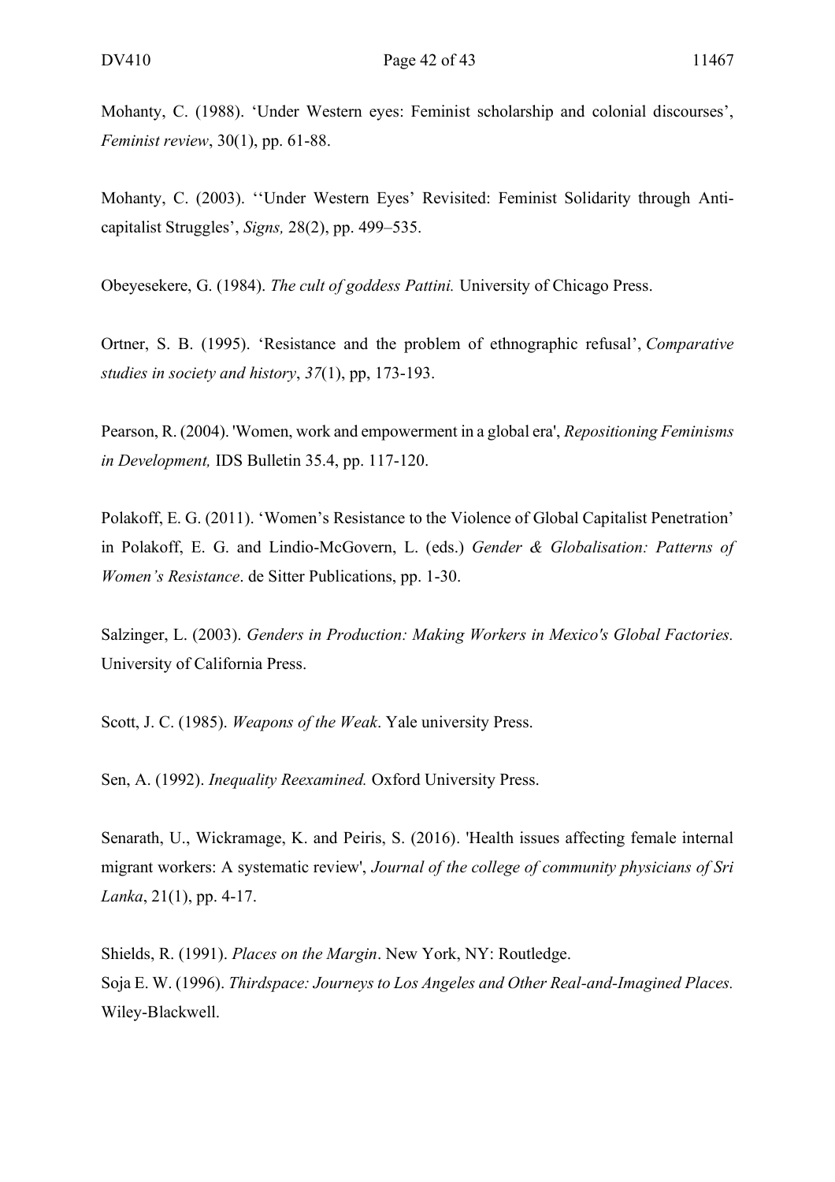Mohanty, C. (1988). 'Under Western eyes: Feminist scholarship and colonial discourses', *Feminist review*, 30(1), pp. 61-88.

Mohanty, C. (2003). ''Under Western Eyes' Revisited: Feminist Solidarity through Anti-capitalist Struggles', *Signs,* 28(2), pp. 499–535.

Obeyesekere, G. (1984). *The cult of goddess Pattini.* University of Chicago Press.

Ortner, S. B. (1995). 'Resistance and the problem of ethnographic refusal', *Comparative studies in society and history*, *37*(1), pp, 173-193.

Pearson, R. (2004). 'Women, work and empowerment in a global era', *Repositioning Feminisms in Development,* IDS Bulletin 35.4, pp. 117-120.

Polakoff, E. G. (2011). 'Women's Resistance to the Violence of Global Capitalist Penetration' in Polakoff, E. G. and Lindio-McGovern, L. (eds.) *Gender & Globalisation: Patterns of Women's Resistance*. de Sitter Publications, pp. 1-30.

Salzinger, L. (2003). *Genders in Production: Making Workers in Mexico's Global Factories.* University of California Press.

Scott, J. C. (1985). *Weapons of the Weak*. Yale university Press.

Sen, A. (1992). *Inequality Reexamined.* Oxford University Press.

Senarath, U., Wickramage, K. and Peiris, S. (2016). 'Health issues affecting female internal migrant workers: A systematic review', *Journal of the college of community physicians of Sri Lanka*, 21(1), pp. 4-17.

Shields, R. (1991). *Places on the Margin*. New York, NY: Routledge.

Soja E. W. (1996). *Thirdspace: Journeys to Los Angeles and Other Real-and-Imagined Places.* Wiley-Blackwell.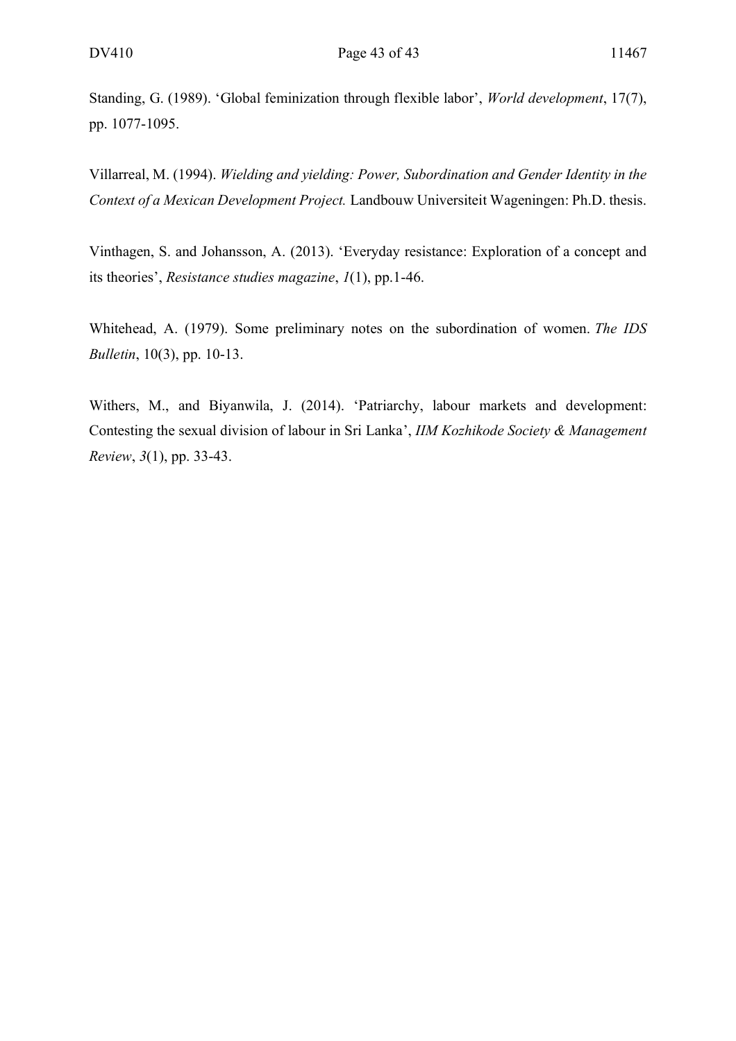Standing, G. (1989). ‘Global feminization through flexible labor’, *World development*, 17(7), pp. 1077-1095.

Villarreal, M. (1994). *Wielding and yielding: Power, Subordination and Gender Identity in the Context of a Mexican Development Project.* Landbouw Universiteit Wageningen: Ph.D. thesis.

Vinthagen, S. and Johansson, A. (2013). ‘Everyday resistance: Exploration of a concept and its theories’, *Resistance studies magazine*, *1*(1), pp.1-46.

Whitehead, A. (1979). Some preliminary notes on the subordination of women. *The IDS Bulletin*, 10(3), pp. 10-13.

Withers, M., and Biyanwila, J. (2014). ‘Patriarchy, labour markets and development: Contesting the sexual division of labour in Sri Lanka’, *IIM Kozhikode Society & Management Review*, *3*(1), pp. 33-43.